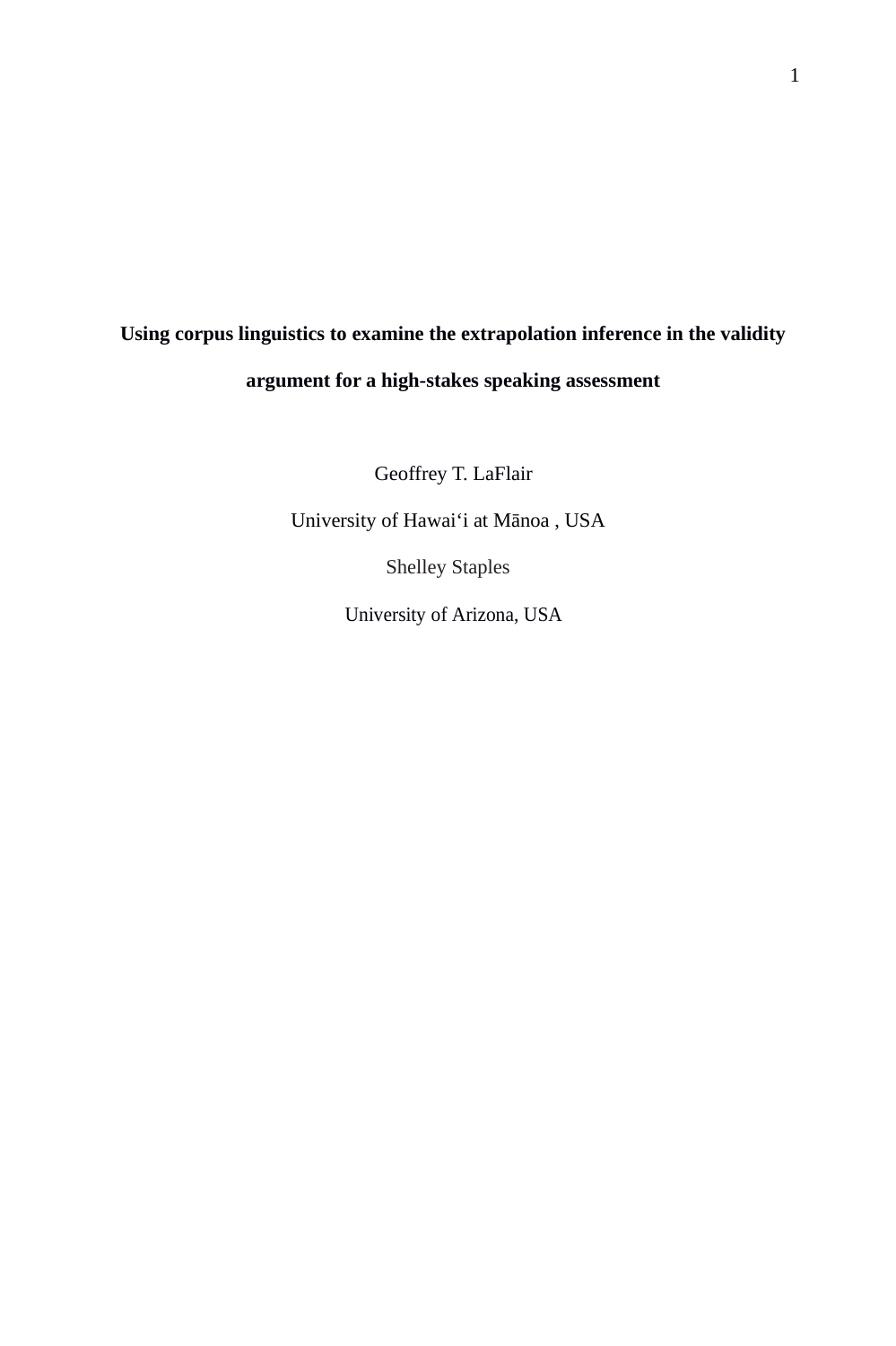# Using corpus linguistics to examine the extrapolation inference in the validity argument for a high-stakes speaking assessment

Geoffrey T. LaFlair

University of Hawaiʻi at Mānoa , USA

Shelley Staples

University of Arizona, USA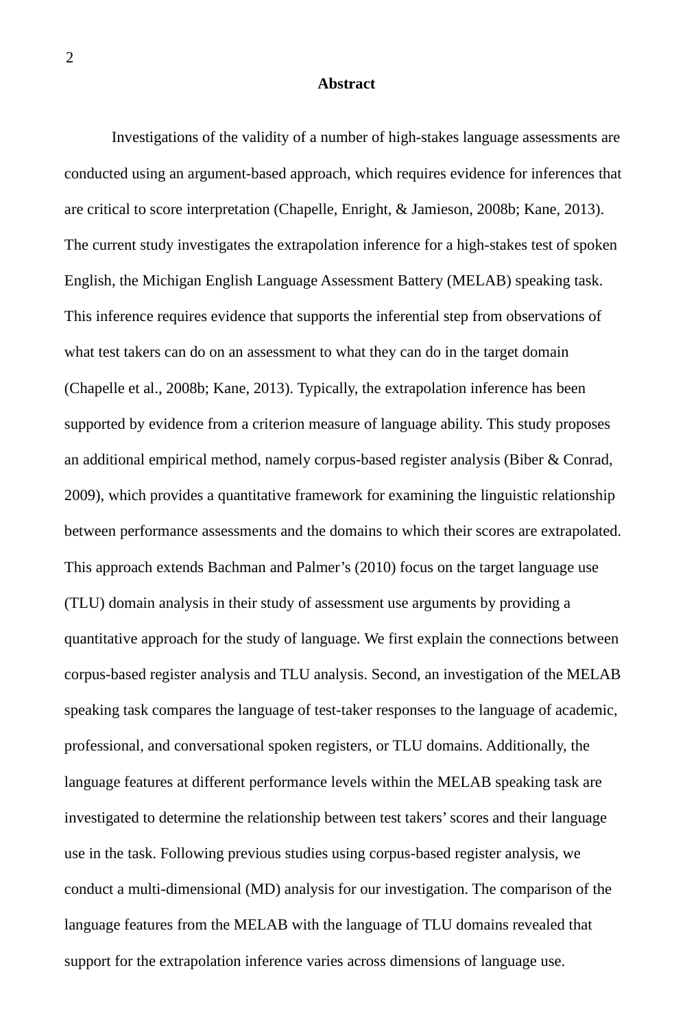## Abstract

Investigations of the validity of a number of high-stakes language assessments are conducted using an argument-based approach, which requires evidence for inferences that are critical to score interpretation (Chapelle, Enright, & Jamieson, 2008b; Kane, 2013). The current study investigates the extrapolation inference for a high-stakes test of spoken English, the Michigan English Language Assessment Battery (MELAB) speaking task. This inference requires evidence that supports the inferential step from observations of what test takers can do on an assessment to what they can do in the target domain (Chapelle et al., 2008b; Kane, 2013). Typically, the extrapolation inference has been supported by evidence from a criterion measure of language ability. This study proposes an additional empirical method, namely corpus-based register analysis (Biber & Conrad, 2009), which provides a quantitative framework for examining the linguistic relationship between performance assessments and the domains to which their scores are extrapolated. This approach extends Bachman and Palmer's (2010) focus on the target language use (TLU) domain analysis in their study of assessment use arguments by providing a quantitative approach for the study of language. We first explain the connections between corpus-based register analysis and TLU analysis. Second, an investigation of the MELAB speaking task compares the language of test-taker responses to the language of academic, professional, and conversational spoken registers, or TLU domains. Additionally, the language features at different performance levels within the MELAB speaking task are investigated to determine the relationship between test takers' scores and their language use in the task. Following previous studies using corpus-based register analysis, we conduct a multi-dimensional (MD) analysis for our investigation. The comparison of the language features from the MELAB with the language of TLU domains revealed that support for the extrapolation inference varies across dimensions of language use.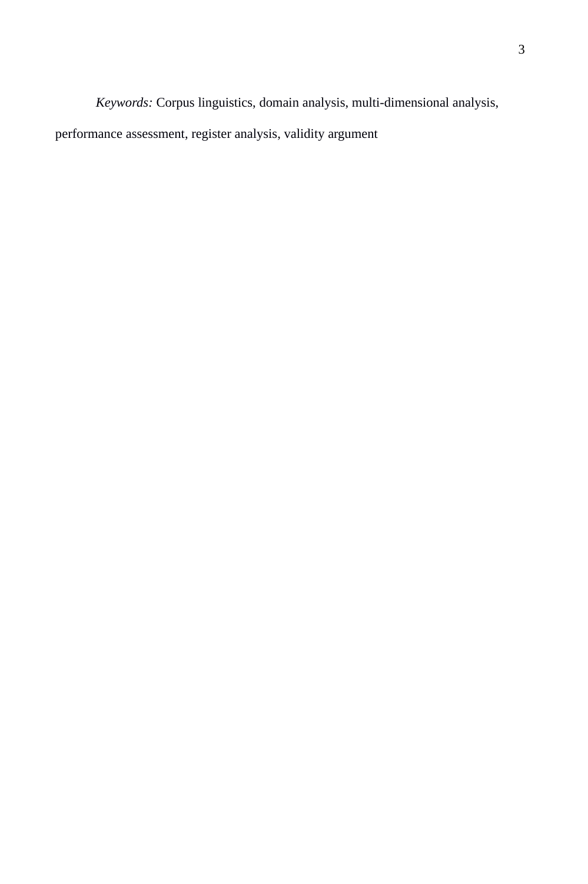*Keywords:* Corpus linguistics, domain analysis, multi-dimensional analysis, performance assessment, register analysis, validity argument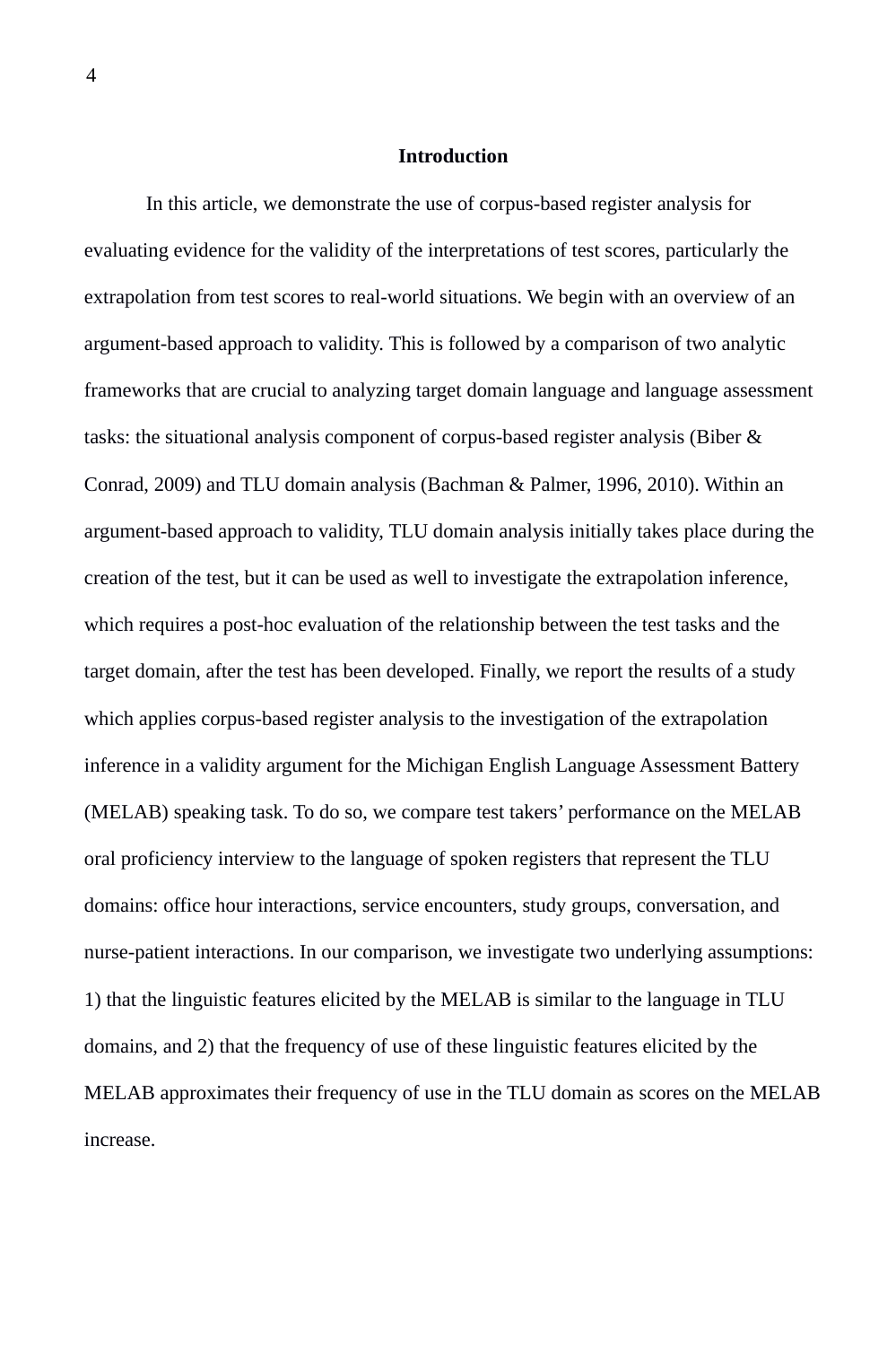## Introduction

In this article, we demonstrate the use of corpus-based register analysis for evaluating evidence for the validity of the interpretations of test scores, particularly the extrapolation from test scores to real-world situations. We begin with an overview of an argument-based approach to validity. This is followed by a comparison of two analytic frameworks that are crucial to analyzing target domain language and language assessment tasks: the situational analysis component of corpus-based register analysis (Biber & Conrad, 2009) and TLU domain analysis (Bachman & Palmer, 1996, 2010). Within an argument-based approach to validity, TLU domain analysis initially takes place during the creation of the test, but it can be used as well to investigate the extrapolation inference, which requires a post-hoc evaluation of the relationship between the test tasks and the target domain, after the test has been developed. Finally, we report the results of a study which applies corpus-based register analysis to the investigation of the extrapolation inference in a validity argument for the Michigan English Language Assessment Battery (MELAB) speaking task. To do so, we compare test takers' performance on the MELAB oral proficiency interview to the language of spoken registers that represent the TLU domains: office hour interactions, service encounters, study groups, conversation, and nurse-patient interactions. In our comparison, we investigate two underlying assumptions: 1) that the linguistic features elicited by the MELAB is similar to the language in TLU domains, and 2) that the frequency of use of these linguistic features elicited by the MELAB approximates their frequency of use in the TLU domain as scores on the MELAB increase.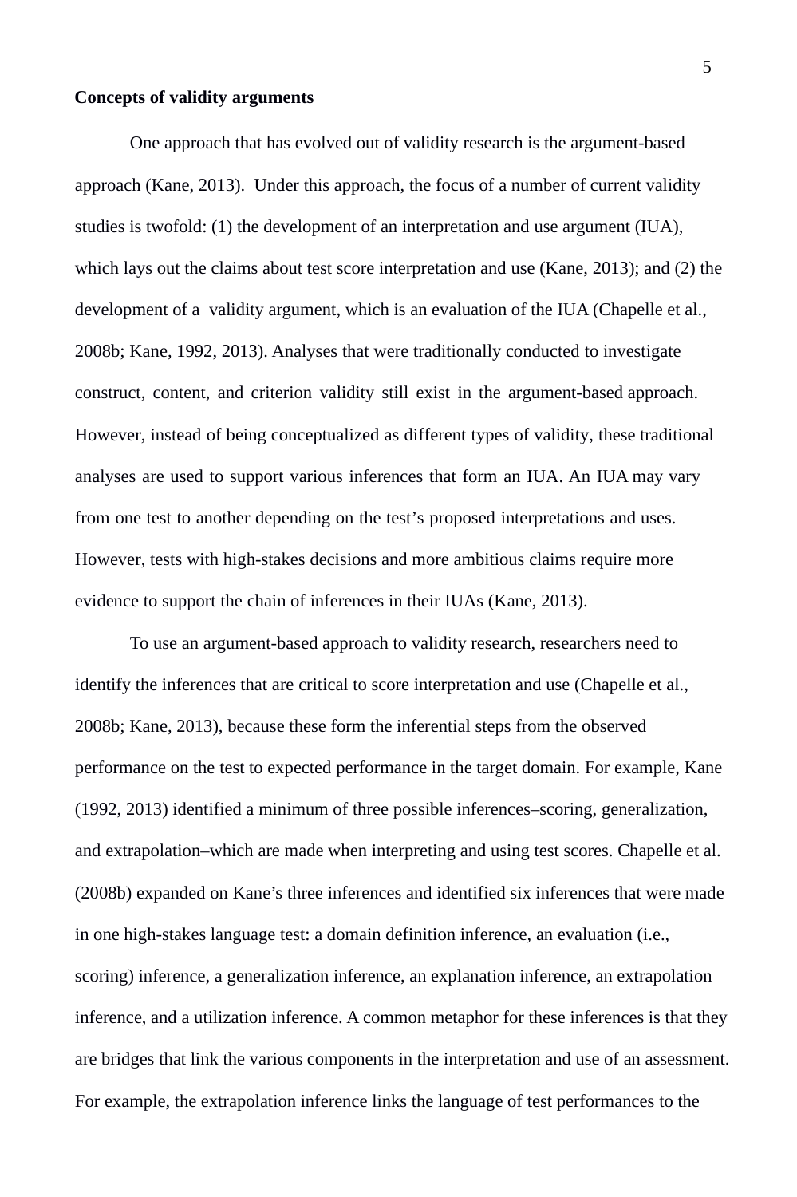**Concepts of validity arguments**

One approach that has evolved out of validity research is the argument-based approach (Kane, 2013). Under this approach, the focus of a number of current validity studies is twofold: (1) the development of an interpretation and use argument (IUA), which lays out the claims about test score interpretation and use (Kane, 2013); and (2) the development of a validity argument, which is an evaluation of the IUA (Chapelle et al., 2008b; Kane, 1992, 2013). Analyses that were traditionally conducted to investigate construct, content, and criterion validity still exist in the argument-based approach. However, instead of being conceptualized as different types of validity, these traditional analyses are used to support various inferences that form an IUA. An IUA may vary from one test to another depending on the test's proposed interpretations and uses. However, tests with high-stakes decisions and more ambitious claims require more evidence to support the chain of inferences in their IUAs (Kane, 2013).

To use an argument-based approach to validity research, researchers need to identify the inferences that are critical to score interpretation and use (Chapelle et al., 2008b; Kane, 2013), because these form the inferential steps from the observed performance on the test to expected performance in the target domain. For example, Kane (1992, 2013) identified a minimum of three possible inferences–scoring, generalization, and extrapolation–which are made when interpreting and using test scores. Chapelle et al. (2008b) expanded on Kane's three inferences and identified six inferences that were made in one high-stakes language test: a domain definition inference, an evaluation (i.e., scoring) inference, a generalization inference, an explanation inference, an extrapolation inference, and a utilization inference. A common metaphor for these inferences is that they are bridges that link the various components in the interpretation and use of an assessment. For example, the extrapolation inference links the language of test performances to the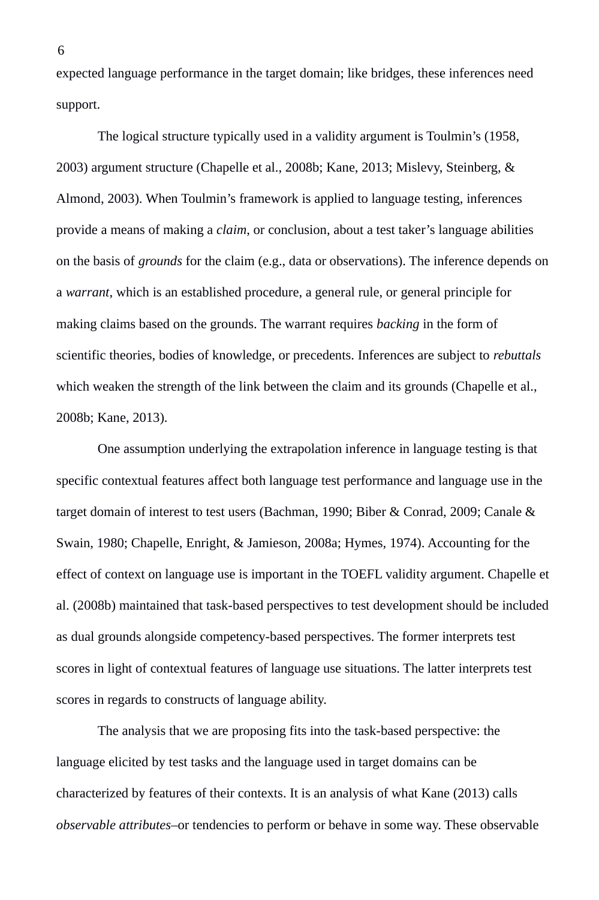expected language performance in the target domain; like bridges, these inferences need support.

The logical structure typically used in a validity argument is Toulmin's (1958, 2003) argument structure (Chapelle et al., 2008b; Kane, 2013; Mislevy, Steinberg, & Almond, 2003). When Toulmin's framework is applied to language testing, inferences provide a means of making a *claim*, or conclusion, about a test taker's language abilities on the basis of *grounds* for the claim (e.g., data or observations). The inference depends on a *warrant*, which is an established procedure, a general rule, or general principle for making claims based on the grounds. The warrant requires *backing* in the form of scientific theories, bodies of knowledge, or precedents. Inferences are subject to *rebuttals* which weaken the strength of the link between the claim and its grounds (Chapelle et al., 2008b; Kane, 2013).

One assumption underlying the extrapolation inference in language testing is that specific contextual features affect both language test performance and language use in the target domain of interest to test users (Bachman, 1990; Biber & Conrad, 2009; Canale & Swain, 1980; Chapelle, Enright, & Jamieson, 2008a; Hymes, 1974). Accounting for the effect of context on language use is important in the TOEFL validity argument. Chapelle et al. (2008b) maintained that task-based perspectives to test development should be included as dual grounds alongside competency-based perspectives. The former interprets test scores in light of contextual features of language use situations. The latter interprets test scores in regards to constructs of language ability.

The analysis that we are proposing fits into the task-based perspective: the language elicited by test tasks and the language used in target domains can be characterized by features of their contexts. It is an analysis of what Kane (2013) calls *observable attributes*–or tendencies to perform or behave in some way. These observable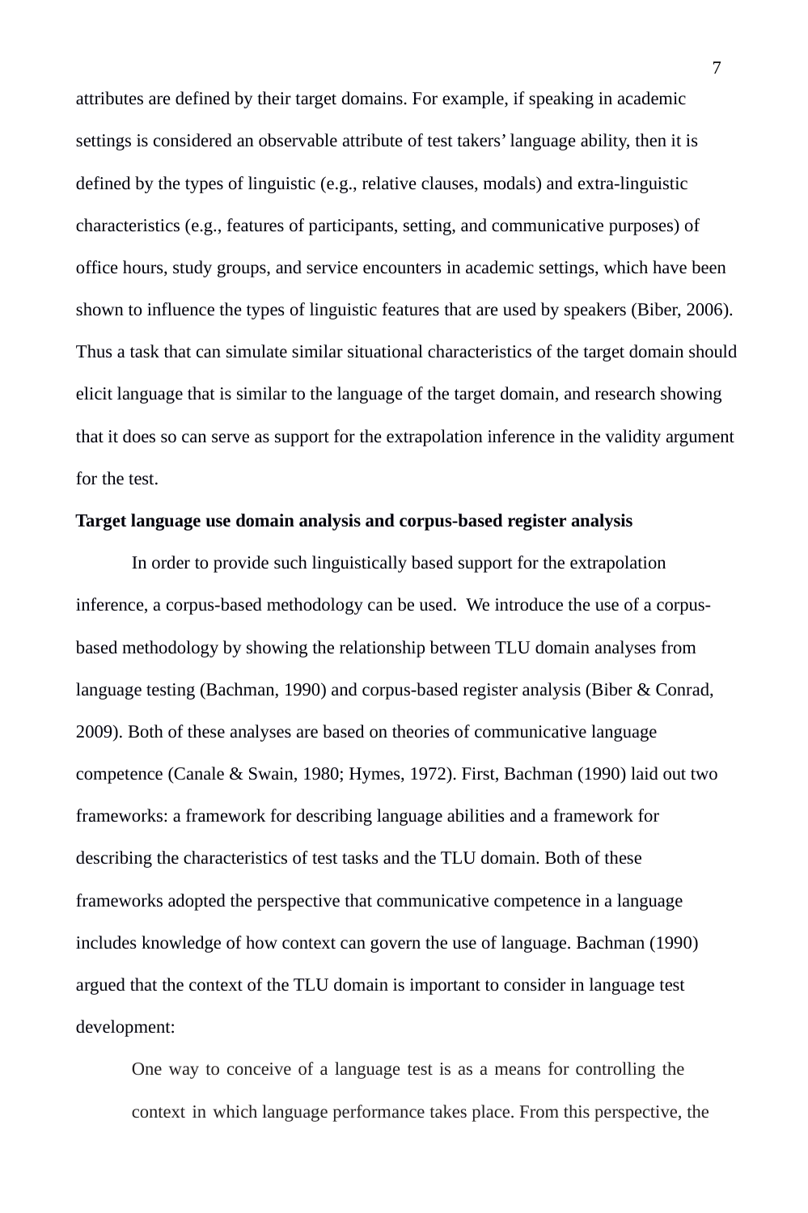attributes are defined by their target domains. For example, if speaking in academic settings is considered an observable attribute of test takers' language ability, then it is defined by the types of linguistic (e.g., relative clauses, modals) and extra-linguistic characteristics (e.g., features of participants, setting, and communicative purposes) of office hours, study groups, and service encounters in academic settings, which have been shown to influence the types of linguistic features that are used by speakers (Biber, 2006). Thus a task that can simulate similar situational characteristics of the target domain should elicit language that is similar to the language of the target domain, and research showing that it does so can serve as support for the extrapolation inference in the validity argument for the test.

**Target language use domain analysis and corpus-based register analysis**

In order to provide such linguistically based support for the extrapolation inference, a corpus-based methodology can be used. We introduce the use of a corpus-based methodology by showing the relationship between TLU domain analyses from language testing (Bachman, 1990) and corpus-based register analysis (Biber & Conrad, 2009). Both of these analyses are based on theories of communicative language competence (Canale & Swain, 1980; Hymes, 1972). First, Bachman (1990) laid out two frameworks: a framework for describing language abilities and a framework for describing the characteristics of test tasks and the TLU domain. Both of these frameworks adopted the perspective that communicative competence in a language includes knowledge of how context can govern the use of language. Bachman (1990) argued that the context of the TLU domain is important to consider in language test development:

> One way to conceive of a language test is as a means for controlling the context in which language performance takes place. From this perspective, the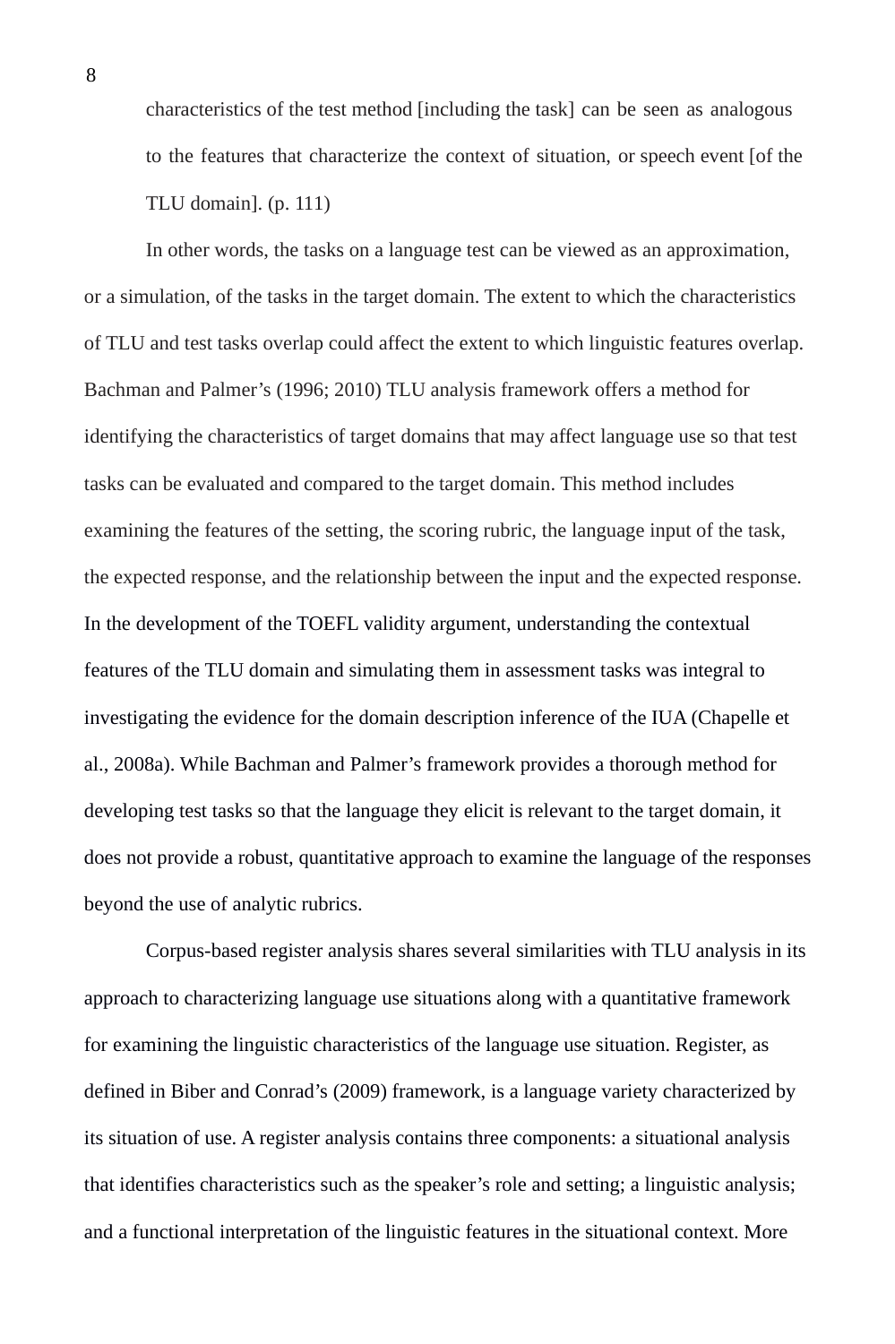> characteristics of the test method [including the task] can be seen as analogous to the features that characterize the context of situation, or speech event [of the TLU domain]. (p. 111)

In other words, the tasks on a language test can be viewed as an approximation, or a simulation, of the tasks in the target domain. The extent to which the characteristics of TLU and test tasks overlap could affect the extent to which linguistic features overlap. Bachman and Palmer's (1996; 2010) TLU analysis framework offers a method for identifying the characteristics of target domains that may affect language use so that test tasks can be evaluated and compared to the target domain. This method includes examining the features of the setting, the scoring rubric, the language input of the task, the expected response, and the relationship between the input and the expected response. In the development of the TOEFL validity argument, understanding the contextual features of the TLU domain and simulating them in assessment tasks was integral to investigating the evidence for the domain description inference of the IUA (Chapelle et al., 2008a). While Bachman and Palmer's framework provides a thorough method for developing test tasks so that the language they elicit is relevant to the target domain, it does not provide a robust, quantitative approach to examine the language of the responses beyond the use of analytic rubrics.

Corpus-based register analysis shares several similarities with TLU analysis in its approach to characterizing language use situations along with a quantitative framework for examining the linguistic characteristics of the language use situation. Register, as defined in Biber and Conrad's (2009) framework, is a language variety characterized by its situation of use. A register analysis contains three components: a situational analysis that identifies characteristics such as the speaker's role and setting; a linguistic analysis; and a functional interpretation of the linguistic features in the situational context. More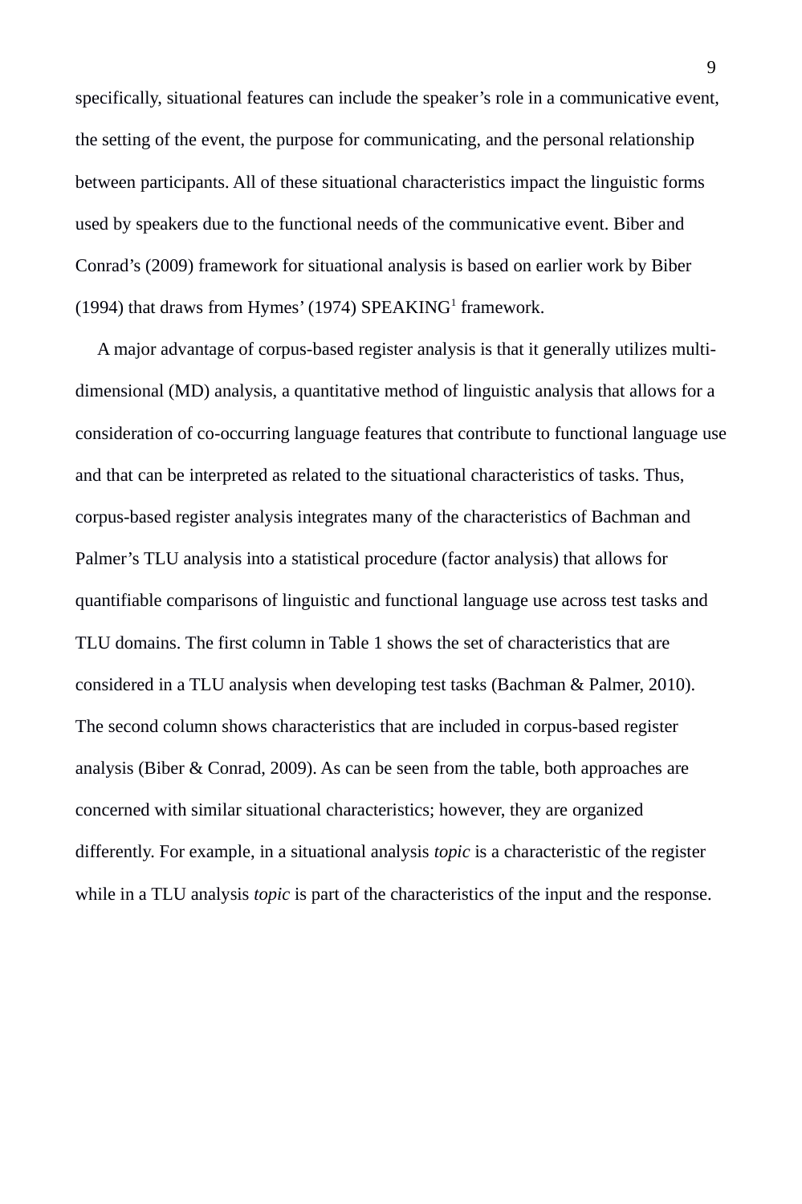specifically, situational features can include the speaker's role in a communicative event, the setting of the event, the purpose for communicating, and the personal relationship between participants. All of these situational characteristics impact the linguistic forms used by speakers due to the functional needs of the communicative event. Biber and Conrad's (2009) framework for situational analysis is based on earlier work by Biber (1994) that draws from Hymes' (1974) SPEAKING[1] framework.

A major advantage of corpus-based register analysis is that it generally utilizes multi-dimensional (MD) analysis, a quantitative method of linguistic analysis that allows for a consideration of co-occurring language features that contribute to functional language use and that can be interpreted as related to the situational characteristics of tasks. Thus, corpus-based register analysis integrates many of the characteristics of Bachman and Palmer's TLU analysis into a statistical procedure (factor analysis) that allows for quantifiable comparisons of linguistic and functional language use across test tasks and TLU domains. The first column in Table 1 shows the set of characteristics that are considered in a TLU analysis when developing test tasks (Bachman & Palmer, 2010). The second column shows characteristics that are included in corpus-based register analysis (Biber & Conrad, 2009). As can be seen from the table, both approaches are concerned with similar situational characteristics; however, they are organized differently. For example, in a situational analysis *topic* is a characteristic of the register while in a TLU analysis *topic* is part of the characteristics of the input and the response.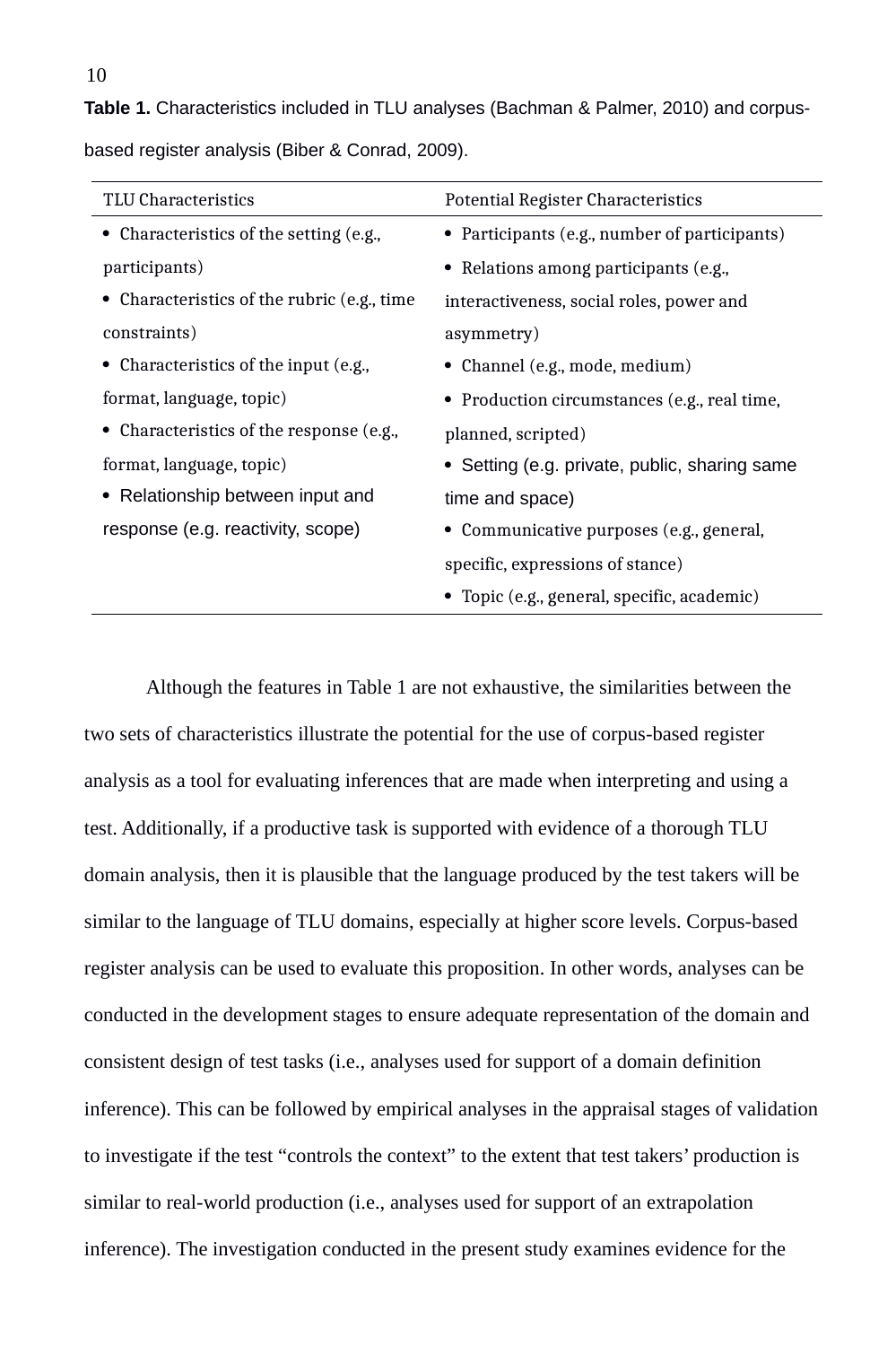**Table 1.** Characteristics included in TLU analyses (Bachman & Palmer, 2010) and corpus-based register analysis (Biber & Conrad, 2009).

| TLU Characteristics | Potential Register Characteristics |
|---|---|
| • Characteristics of the setting (e.g., participants)<br>• Characteristics of the rubric (e.g., time constraints)<br>• Characteristics of the input (e.g., format, language, topic)<br>• Characteristics of the response (e.g., format, language, topic)<br>• Relationship between input and response (e.g. reactivity, scope) | • Participants (e.g., number of participants)<br>• Relations among participants (e.g., interactiveness, social roles, power and asymmetry)<br>• Channel (e.g., mode, medium)<br>• Production circumstances (e.g., real time, planned, scripted)<br>• Setting (e.g. private, public, sharing same time and space)<br>• Communicative purposes (e.g., general, specific, expressions of stance)<br>• Topic (e.g., general, specific, academic) |

Although the features in Table 1 are not exhaustive, the similarities between the two sets of characteristics illustrate the potential for the use of corpus-based register analysis as a tool for evaluating inferences that are made when interpreting and using a test. Additionally, if a productive task is supported with evidence of a thorough TLU domain analysis, then it is plausible that the language produced by the test takers will be similar to the language of TLU domains, especially at higher score levels. Corpus-based register analysis can be used to evaluate this proposition. In other words, analyses can be conducted in the development stages to ensure adequate representation of the domain and consistent design of test tasks (i.e., analyses used for support of a domain definition inference). This can be followed by empirical analyses in the appraisal stages of validation to investigate if the test "controls the context" to the extent that test takers' production is similar to real-world production (i.e., analyses used for support of an extrapolation inference). The investigation conducted in the present study examines evidence for the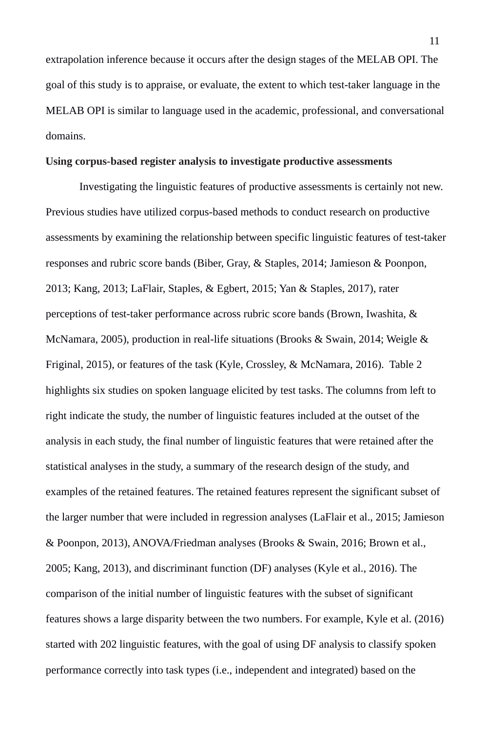extrapolation inference because it occurs after the design stages of the MELAB OPI. The goal of this study is to appraise, or evaluate, the extent to which test-taker language in the MELAB OPI is similar to language used in the academic, professional, and conversational domains.

**Using corpus-based register analysis to investigate productive assessments**

Investigating the linguistic features of productive assessments is certainly not new. Previous studies have utilized corpus-based methods to conduct research on productive assessments by examining the relationship between specific linguistic features of test-taker responses and rubric score bands (Biber, Gray, & Staples, 2014; Jamieson & Poonpon, 2013; Kang, 2013; LaFlair, Staples, & Egbert, 2015; Yan & Staples, 2017), rater perceptions of test-taker performance across rubric score bands (Brown, Iwashita, & McNamara, 2005), production in real-life situations (Brooks & Swain, 2014; Weigle & Friginal, 2015), or features of the task (Kyle, Crossley, & McNamara, 2016). Table 2 highlights six studies on spoken language elicited by test tasks. The columns from left to right indicate the study, the number of linguistic features included at the outset of the analysis in each study, the final number of linguistic features that were retained after the statistical analyses in the study, a summary of the research design of the study, and examples of the retained features. The retained features represent the significant subset of the larger number that were included in regression analyses (LaFlair et al., 2015; Jamieson & Poonpon, 2013), ANOVA/Friedman analyses (Brooks & Swain, 2016; Brown et al., 2005; Kang, 2013), and discriminant function (DF) analyses (Kyle et al., 2016). The comparison of the initial number of linguistic features with the subset of significant features shows a large disparity between the two numbers. For example, Kyle et al. (2016) started with 202 linguistic features, with the goal of using DF analysis to classify spoken performance correctly into task types (i.e., independent and integrated) based on the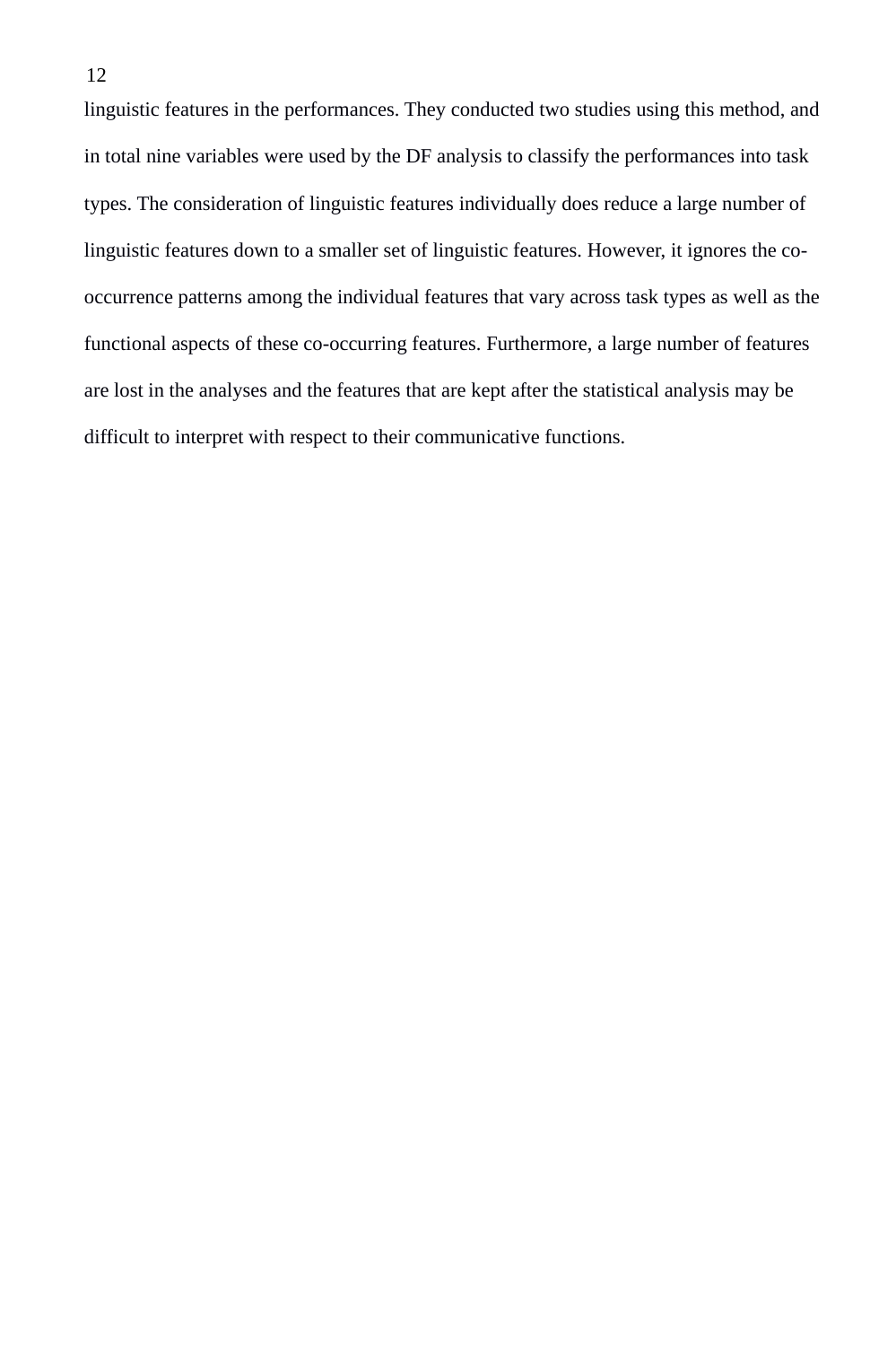linguistic features in the performances. They conducted two studies using this method, and in total nine variables were used by the DF analysis to classify the performances into task types. The consideration of linguistic features individually does reduce a large number of linguistic features down to a smaller set of linguistic features. However, it ignores the co-occurrence patterns among the individual features that vary across task types as well as the functional aspects of these co-occurring features. Furthermore, a large number of features are lost in the analyses and the features that are kept after the statistical analysis may be difficult to interpret with respect to their communicative functions.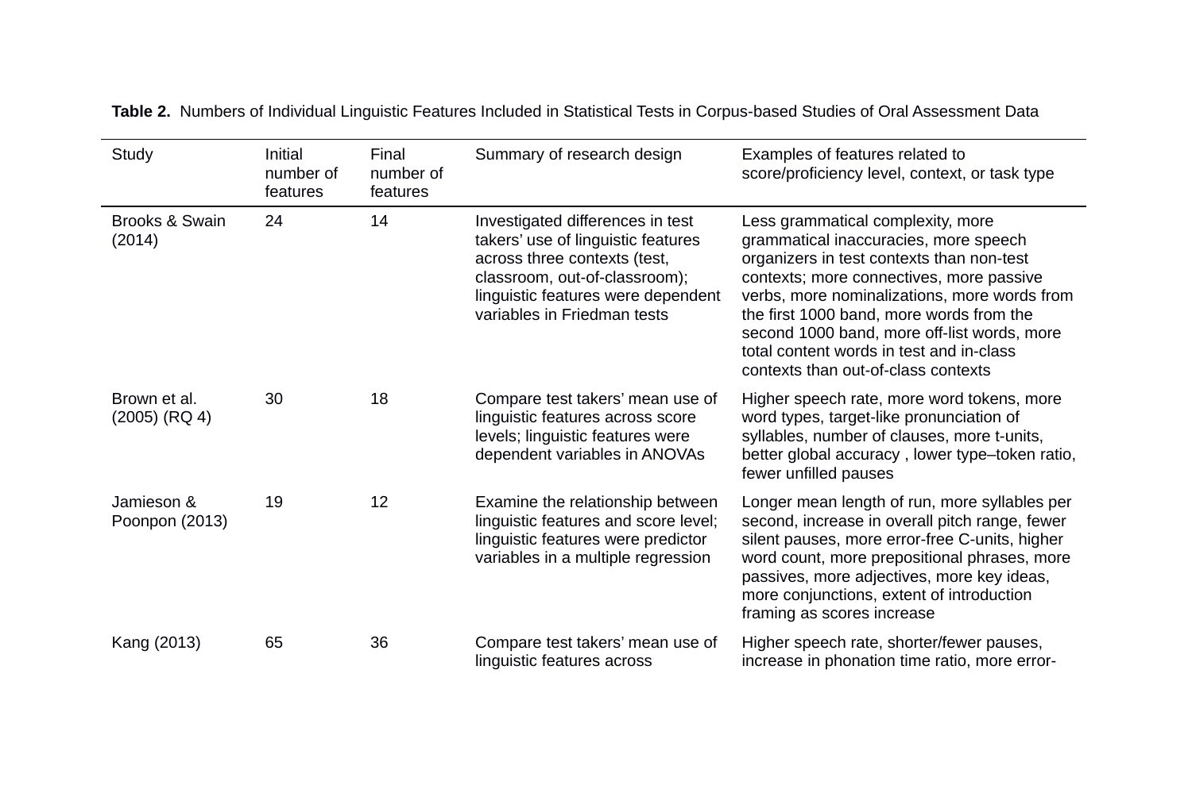**Table 2.** Numbers of Individual Linguistic Features Included in Statistical Tests in Corpus-based Studies of Oral Assessment Data

| Study | Initial number of features | Final number of features | Summary of research design | Examples of features related to score/proficiency level, context, or task type |
|---|---|---|---|---|
| Brooks & Swain (2014) | 24 | 14 | Investigated differences in test takers' use of linguistic features across three contexts (test, classroom, out-of-classroom); linguistic features were dependent variables in Friedman tests | Less grammatical complexity, more grammatical inaccuracies, more speech organizers in test contexts than non-test contexts; more connectives, more passive verbs, more nominalizations, more words from the first 1000 band, more words from the second 1000 band, more off-list words, more total content words in test and in-class contexts than out-of-class contexts |
| Brown et al. (2005) (RQ 4) | 30 | 18 | Compare test takers' mean use of linguistic features across score levels; linguistic features were dependent variables in ANOVAs | Higher speech rate, more word tokens, more word types, target-like pronunciation of syllables, number of clauses, more t-units, better global accuracy , lower type–token ratio, fewer unfilled pauses |
| Jamieson & Poonpon (2013) | 19 | 12 | Examine the relationship between linguistic features and score level; linguistic features were predictor variables in a multiple regression | Longer mean length of run, more syllables per second, increase in overall pitch range, fewer silent pauses, more error-free C-units, higher word count, more prepositional phrases, more passives, more adjectives, more key ideas, more conjunctions, extent of introduction framing as scores increase |
| Kang (2013) | 65 | 36 | Compare test takers' mean use of linguistic features across | Higher speech rate, shorter/fewer pauses, increase in phonation time ratio, more error- |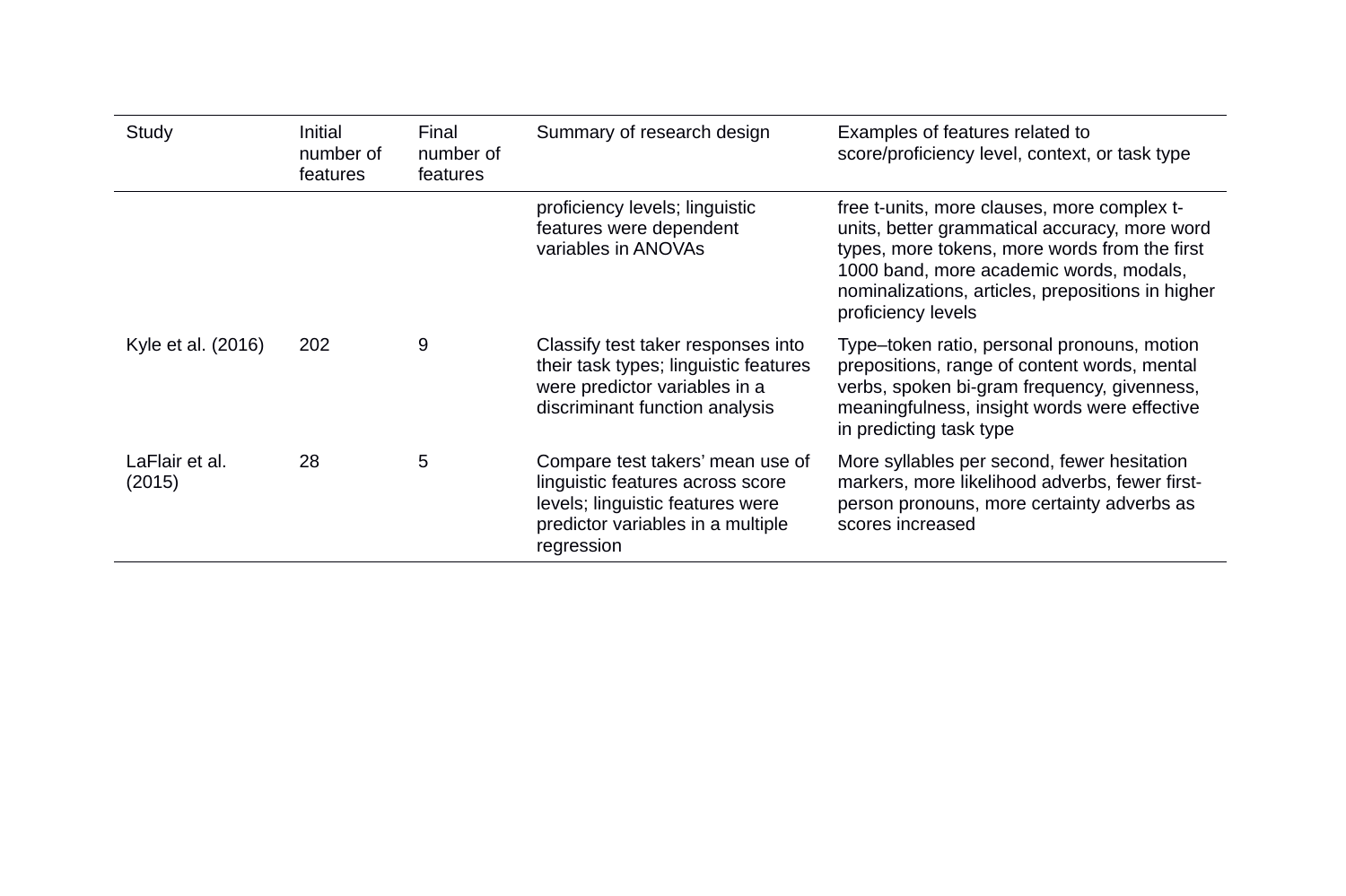| Study | Initial number of features | Final number of features | Summary of research design | Examples of features related to score/proficiency level, context, or task type |
|---|---|---|---|---|
| | | | proficiency levels; linguistic features were dependent variables in ANOVAs | free t-units, more clauses, more complex t-units, better grammatical accuracy, more word types, more tokens, more words from the first 1000 band, more academic words, modals, nominalizations, articles, prepositions in higher proficiency levels |
| Kyle et al. (2016) | 202 | 9 | Classify test taker responses into their task types; linguistic features were predictor variables in a discriminant function analysis | Type–token ratio, personal pronouns, motion prepositions, range of content words, mental verbs, spoken bi-gram frequency, givenness, meaningfulness, insight words were effective in predicting task type |
| LaFlair et al. (2015) | 28 | 5 | Compare test takers' mean use of linguistic features across score levels; linguistic features were predictor variables in a multiple regression | More syllables per second, fewer hesitation markers, more likelihood adverbs, fewer first-person pronouns, more certainty adverbs as scores increased |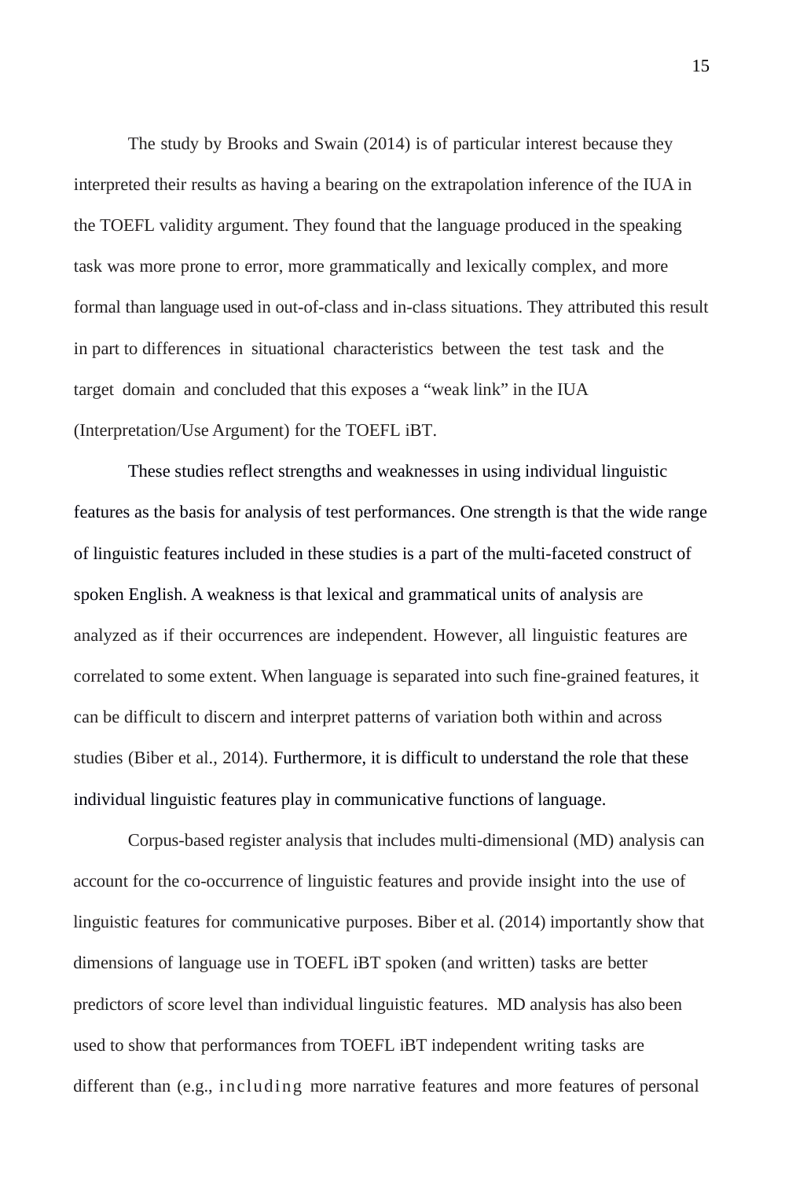The study by Brooks and Swain (2014) is of particular interest because they interpreted their results as having a bearing on the extrapolation inference of the IUA in the TOEFL validity argument. They found that the language produced in the speaking task was more prone to error, more grammatically and lexically complex, and more formal than language used in out-of-class and in-class situations. They attributed this result in part to differences in situational characteristics between the test task and the target domain and concluded that this exposes a "weak link" in the IUA (Interpretation/Use Argument) for the TOEFL iBT.

These studies reflect strengths and weaknesses in using individual linguistic features as the basis for analysis of test performances. One strength is that the wide range of linguistic features included in these studies is a part of the multi-faceted construct of spoken English. A weakness is that lexical and grammatical units of analysis are analyzed as if their occurrences are independent. However, all linguistic features are correlated to some extent. When language is separated into such fine-grained features, it can be difficult to discern and interpret patterns of variation both within and across studies (Biber et al., 2014). Furthermore, it is difficult to understand the role that these individual linguistic features play in communicative functions of language.

Corpus-based register analysis that includes multi-dimensional (MD) analysis can account for the co-occurrence of linguistic features and provide insight into the use of linguistic features for communicative purposes. Biber et al. (2014) importantly show that dimensions of language use in TOEFL iBT spoken (and written) tasks are better predictors of score level than individual linguistic features. MD analysis has also been used to show that performances from TOEFL iBT independent writing tasks are different than (e.g., including more narrative features and more features of personal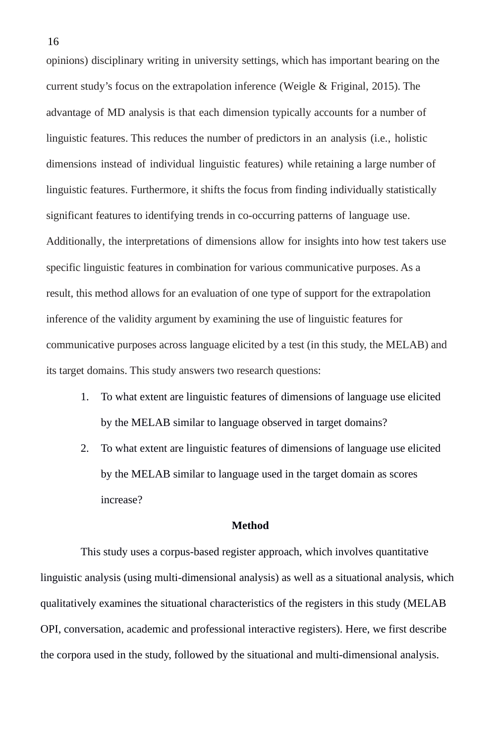opinions) disciplinary writing in university settings, which has important bearing on the current study's focus on the extrapolation inference (Weigle & Friginal, 2015). The advantage of MD analysis is that each dimension typically accounts for a number of linguistic features. This reduces the number of predictors in an analysis (i.e., holistic dimensions instead of individual linguistic features) while retaining a large number of linguistic features. Furthermore, it shifts the focus from finding individually statistically significant features to identifying trends in co-occurring patterns of language use. Additionally, the interpretations of dimensions allow for insights into how test takers use specific linguistic features in combination for various communicative purposes. As a result, this method allows for an evaluation of one type of support for the extrapolation inference of the validity argument by examining the use of linguistic features for communicative purposes across language elicited by a test (in this study, the MELAB) and its target domains. This study answers two research questions:

1. To what extent are linguistic features of dimensions of language use elicited by the MELAB similar to language observed in target domains?
2. To what extent are linguistic features of dimensions of language use elicited by the MELAB similar to language used in the target domain as scores increase?

## Method

This study uses a corpus-based register approach, which involves quantitative linguistic analysis (using multi-dimensional analysis) as well as a situational analysis, which qualitatively examines the situational characteristics of the registers in this study (MELAB OPI, conversation, academic and professional interactive registers). Here, we first describe the corpora used in the study, followed by the situational and multi-dimensional analysis.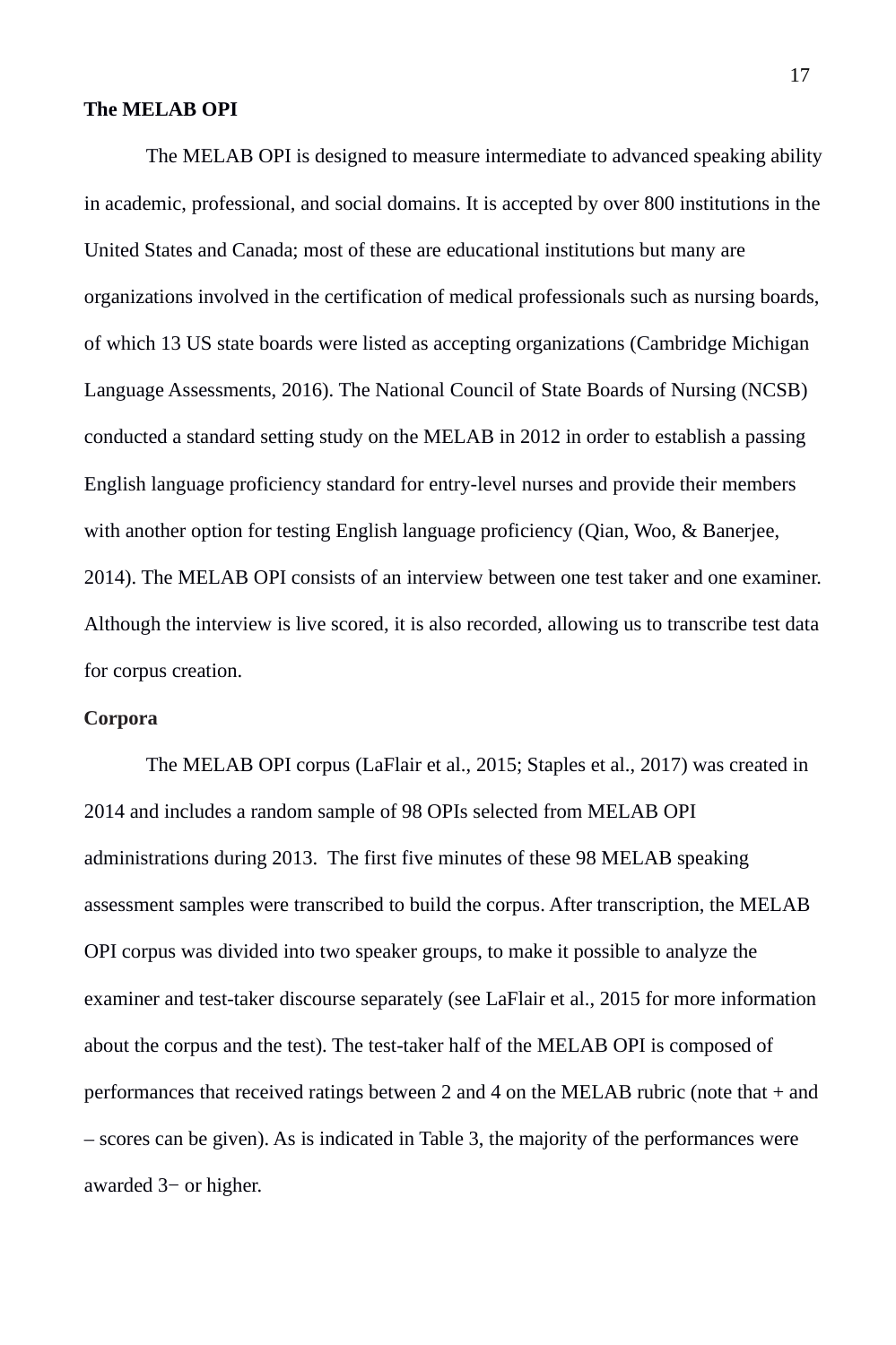**The MELAB OPI**

The MELAB OPI is designed to measure intermediate to advanced speaking ability in academic, professional, and social domains. It is accepted by over 800 institutions in the United States and Canada; most of these are educational institutions but many are organizations involved in the certification of medical professionals such as nursing boards, of which 13 US state boards were listed as accepting organizations (Cambridge Michigan Language Assessments, 2016). The National Council of State Boards of Nursing (NCSB) conducted a standard setting study on the MELAB in 2012 in order to establish a passing English language proficiency standard for entry-level nurses and provide their members with another option for testing English language proficiency (Qian, Woo, & Banerjee, 2014). The MELAB OPI consists of an interview between one test taker and one examiner. Although the interview is live scored, it is also recorded, allowing us to transcribe test data for corpus creation.

**Corpora**

The MELAB OPI corpus (LaFlair et al., 2015; Staples et al., 2017) was created in 2014 and includes a random sample of 98 OPIs selected from MELAB OPI administrations during 2013. The first five minutes of these 98 MELAB speaking assessment samples were transcribed to build the corpus. After transcription, the MELAB OPI corpus was divided into two speaker groups, to make it possible to analyze the examiner and test-taker discourse separately (see LaFlair et al., 2015 for more information about the corpus and the test). The test-taker half of the MELAB OPI is composed of performances that received ratings between 2 and 4 on the MELAB rubric (note that + and – scores can be given). As is indicated in Table 3, the majority of the performances were awarded 3− or higher.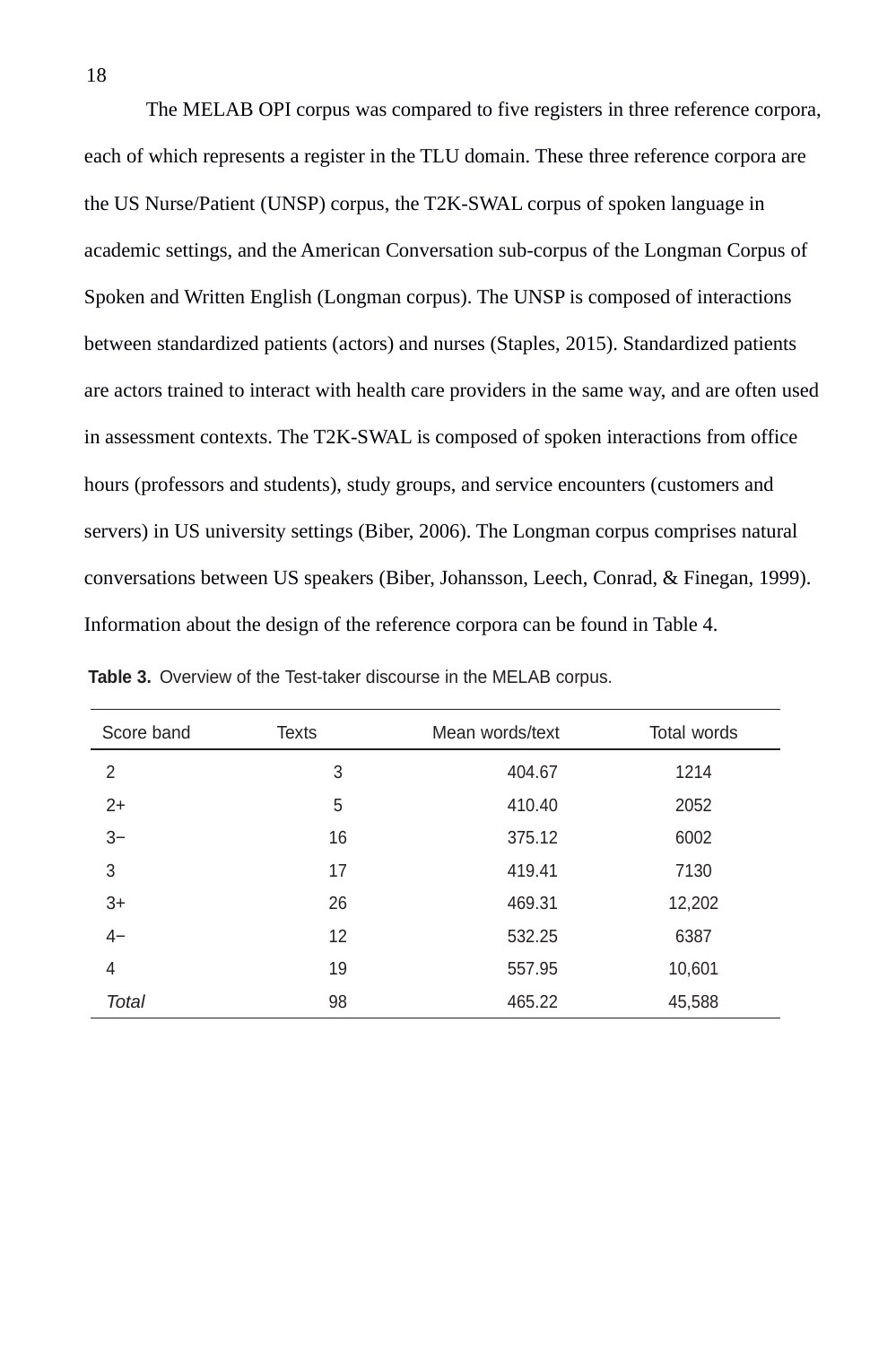The MELAB OPI corpus was compared to five registers in three reference corpora, each of which represents a register in the TLU domain. These three reference corpora are the US Nurse/Patient (UNSP) corpus, the T2K-SWAL corpus of spoken language in academic settings, and the American Conversation sub-corpus of the Longman Corpus of Spoken and Written English (Longman corpus). The UNSP is composed of interactions between standardized patients (actors) and nurses (Staples, 2015). Standardized patients are actors trained to interact with health care providers in the same way, and are often used in assessment contexts. The T2K-SWAL is composed of spoken interactions from office hours (professors and students), study groups, and service encounters (customers and servers) in US university settings (Biber, 2006). The Longman corpus comprises natural conversations between US speakers (Biber, Johansson, Leech, Conrad, & Finegan, 1999). Information about the design of the reference corpora can be found in Table 4.

**Table 3.** Overview of the Test-taker discourse in the MELAB corpus.

| Score band | Texts | Mean words/text | Total words |
|---|---|---|---|
| 2 | 3 | 404.67 | 1214 |
| 2+ | 5 | 410.40 | 2052 |
| 3− | 16 | 375.12 | 6002 |
| 3 | 17 | 419.41 | 7130 |
| 3+ | 26 | 469.31 | 12,202 |
| 4− | 12 | 532.25 | 6387 |
| 4 | 19 | 557.95 | 10,601 |
| *Total* | 98 | 465.22 | 45,588 |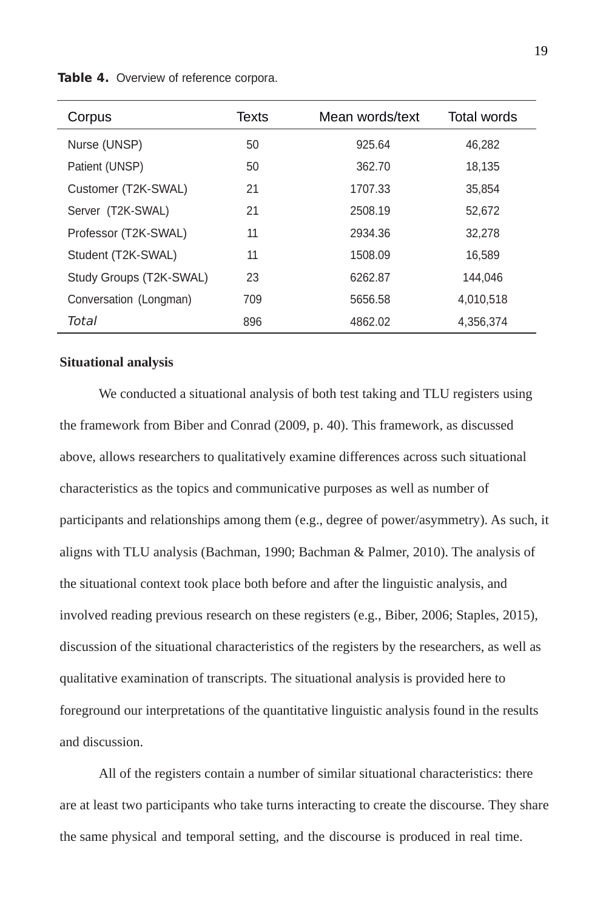**Table 4.** Overview of reference corpora.

| Corpus | Texts | Mean words/text | Total words |
|---|---|---|---|
| Nurse (UNSP) | 50 | 925.64 | 46,282 |
| Patient (UNSP) | 50 | 362.70 | 18,135 |
| Customer (T2K-SWAL) | 21 | 1707.33 | 35,854 |
| Server (T2K-SWAL) | 21 | 2508.19 | 52,672 |
| Professor (T2K-SWAL) | 11 | 2934.36 | 32,278 |
| Student (T2K-SWAL) | 11 | 1508.09 | 16,589 |
| Study Groups (T2K-SWAL) | 23 | 6262.87 | 144,046 |
| Conversation (Longman) | 709 | 5656.58 | 4,010,518 |
| *Total* | 896 | 4862.02 | 4,356,374 |

**Situational analysis**

We conducted a situational analysis of both test taking and TLU registers using the framework from Biber and Conrad (2009, p. 40). This framework, as discussed above, allows researchers to qualitatively examine differences across such situational characteristics as the topics and communicative purposes as well as number of participants and relationships among them (e.g., degree of power/asymmetry). As such, it aligns with TLU analysis (Bachman, 1990; Bachman & Palmer, 2010). The analysis of the situational context took place both before and after the linguistic analysis, and involved reading previous research on these registers (e.g., Biber, 2006; Staples, 2015), discussion of the situational characteristics of the registers by the researchers, as well as qualitative examination of transcripts. The situational analysis is provided here to foreground our interpretations of the quantitative linguistic analysis found in the results and discussion.

All of the registers contain a number of similar situational characteristics: there are at least two participants who take turns interacting to create the discourse. They share the same physical and temporal setting, and the discourse is produced in real time.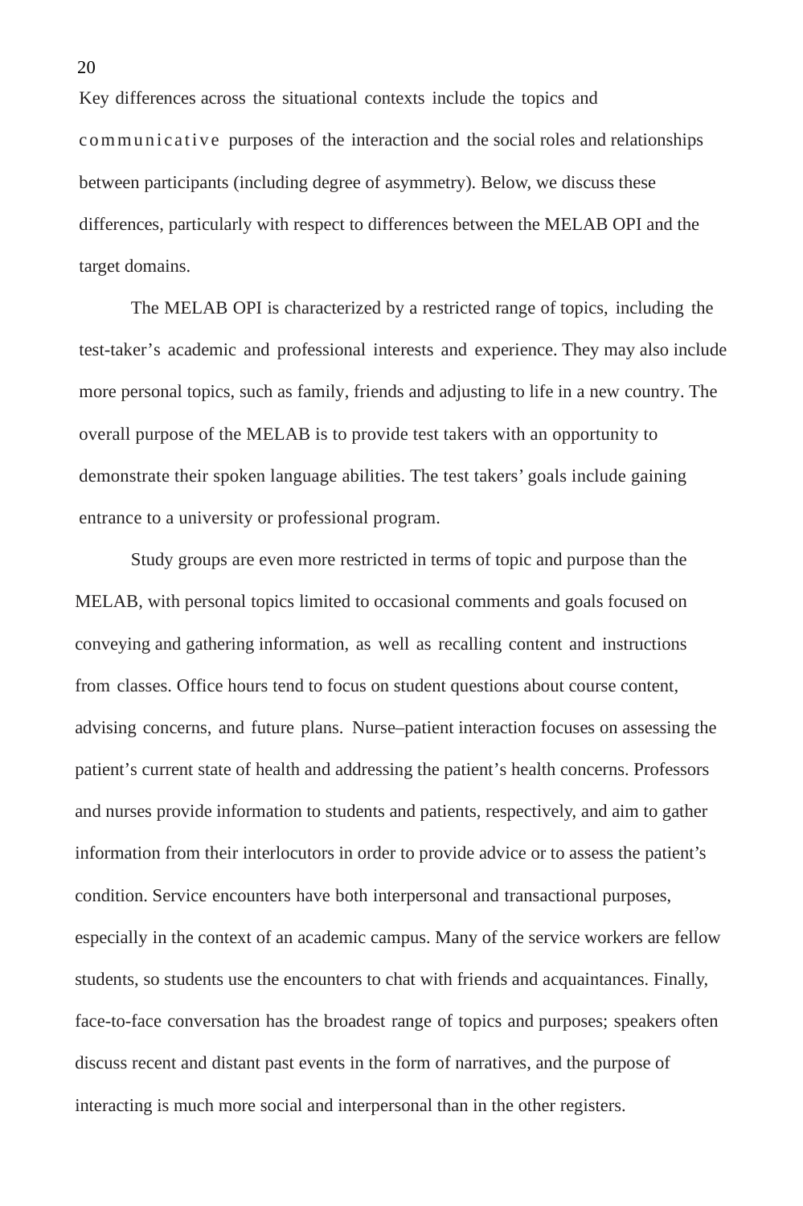Key differences across the situational contexts include the topics and communicative purposes of the interaction and the social roles and relationships between participants (including degree of asymmetry). Below, we discuss these differences, particularly with respect to differences between the MELAB OPI and the target domains.

The MELAB OPI is characterized by a restricted range of topics, including the test-taker's academic and professional interests and experience. They may also include more personal topics, such as family, friends and adjusting to life in a new country. The overall purpose of the MELAB is to provide test takers with an opportunity to demonstrate their spoken language abilities. The test takers' goals include gaining entrance to a university or professional program.

Study groups are even more restricted in terms of topic and purpose than the MELAB, with personal topics limited to occasional comments and goals focused on conveying and gathering information, as well as recalling content and instructions from classes. Office hours tend to focus on student questions about course content, advising concerns, and future plans. Nurse–patient interaction focuses on assessing the patient's current state of health and addressing the patient's health concerns. Professors and nurses provide information to students and patients, respectively, and aim to gather information from their interlocutors in order to provide advice or to assess the patient's condition. Service encounters have both interpersonal and transactional purposes, especially in the context of an academic campus. Many of the service workers are fellow students, so students use the encounters to chat with friends and acquaintances. Finally, face-to-face conversation has the broadest range of topics and purposes; speakers often discuss recent and distant past events in the form of narratives, and the purpose of interacting is much more social and interpersonal than in the other registers.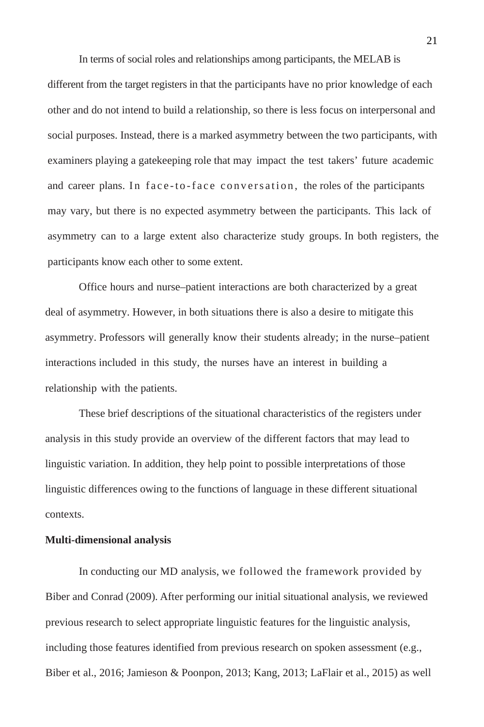In terms of social roles and relationships among participants, the MELAB is different from the target registers in that the participants have no prior knowledge of each other and do not intend to build a relationship, so there is less focus on interpersonal and social purposes. Instead, there is a marked asymmetry between the two participants, with examiners playing a gatekeeping role that may impact the test takers' future academic and career plans. In face-to-face conversation, the roles of the participants may vary, but there is no expected asymmetry between the participants. This lack of asymmetry can to a large extent also characterize study groups. In both registers, the participants know each other to some extent.

Office hours and nurse–patient interactions are both characterized by a great deal of asymmetry. However, in both situations there is also a desire to mitigate this asymmetry. Professors will generally know their students already; in the nurse–patient interactions included in this study, the nurses have an interest in building a relationship with the patients.

These brief descriptions of the situational characteristics of the registers under analysis in this study provide an overview of the different factors that may lead to linguistic variation. In addition, they help point to possible interpretations of those linguistic differences owing to the functions of language in these different situational contexts.

**Multi-dimensional analysis**

In conducting our MD analysis, we followed the framework provided by Biber and Conrad (2009). After performing our initial situational analysis, we reviewed previous research to select appropriate linguistic features for the linguistic analysis, including those features identified from previous research on spoken assessment (e.g., Biber et al., 2016; Jamieson & Poonpon, 2013; Kang, 2013; LaFlair et al., 2015) as well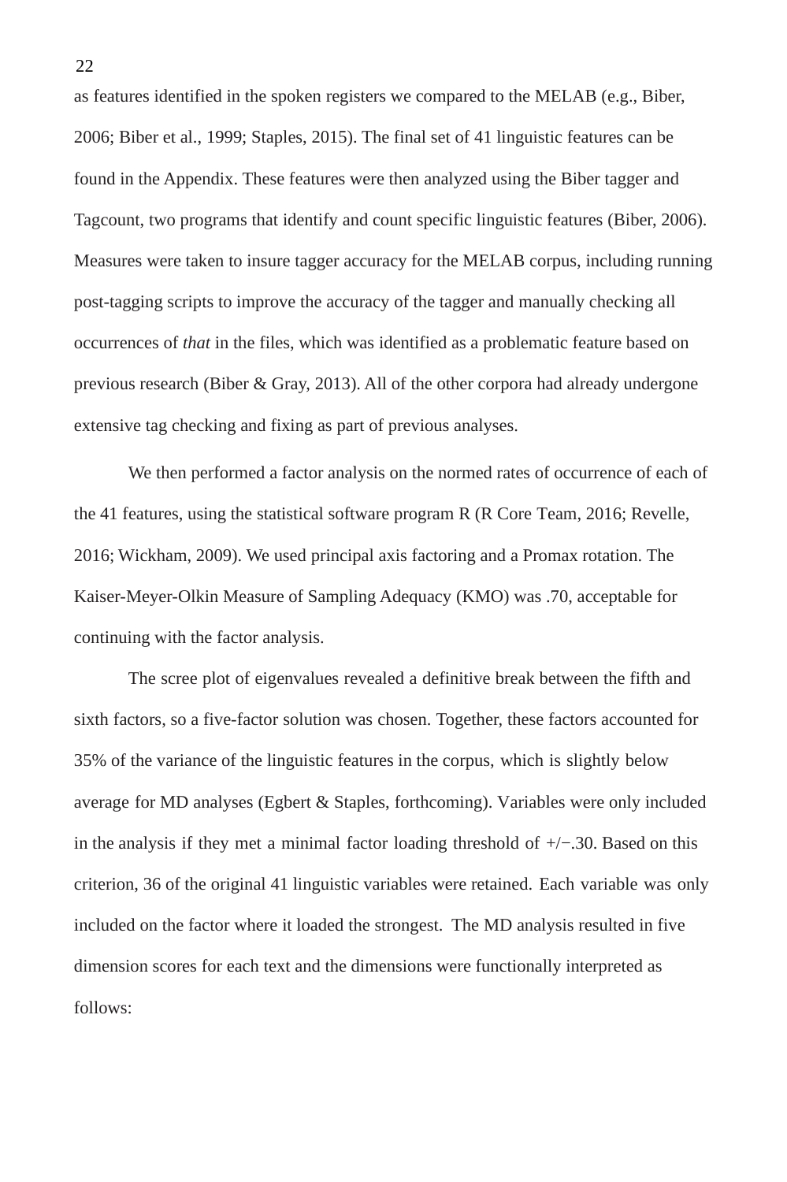as features identified in the spoken registers we compared to the MELAB (e.g., Biber, 2006; Biber et al., 1999; Staples, 2015). The final set of 41 linguistic features can be found in the Appendix. These features were then analyzed using the Biber tagger and Tagcount, two programs that identify and count specific linguistic features (Biber, 2006). Measures were taken to insure tagger accuracy for the MELAB corpus, including running post-tagging scripts to improve the accuracy of the tagger and manually checking all occurrences of *that* in the files, which was identified as a problematic feature based on previous research (Biber & Gray, 2013). All of the other corpora had already undergone extensive tag checking and fixing as part of previous analyses.

We then performed a factor analysis on the normed rates of occurrence of each of the 41 features, using the statistical software program R (R Core Team, 2016; Revelle, 2016; Wickham, 2009). We used principal axis factoring and a Promax rotation. The Kaiser-Meyer-Olkin Measure of Sampling Adequacy (KMO) was .70, acceptable for continuing with the factor analysis.

The scree plot of eigenvalues revealed a definitive break between the fifth and sixth factors, so a five-factor solution was chosen. Together, these factors accounted for 35% of the variance of the linguistic features in the corpus, which is slightly below average for MD analyses (Egbert & Staples, forthcoming). Variables were only included in the analysis if they met a minimal factor loading threshold of +/−.30. Based on this criterion, 36 of the original 41 linguistic variables were retained. Each variable was only included on the factor where it loaded the strongest. The MD analysis resulted in five dimension scores for each text and the dimensions were functionally interpreted as follows: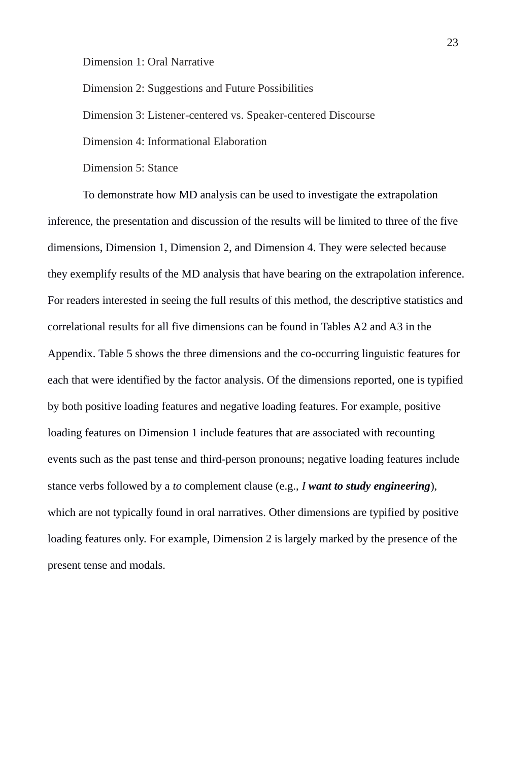Dimension 1: Oral Narrative

Dimension 2: Suggestions and Future Possibilities

Dimension 3: Listener-centered vs. Speaker-centered Discourse

Dimension 4: Informational Elaboration

Dimension 5: Stance

To demonstrate how MD analysis can be used to investigate the extrapolation inference, the presentation and discussion of the results will be limited to three of the five dimensions, Dimension 1, Dimension 2, and Dimension 4. They were selected because they exemplify results of the MD analysis that have bearing on the extrapolation inference. For readers interested in seeing the full results of this method, the descriptive statistics and correlational results for all five dimensions can be found in Tables A2 and A3 in the Appendix. Table 5 shows the three dimensions and the co-occurring linguistic features for each that were identified by the factor analysis. Of the dimensions reported, one is typified by both positive loading features and negative loading features. For example, positive loading features on Dimension 1 include features that are associated with recounting events such as the past tense and third-person pronouns; negative loading features include stance verbs followed by a *to* complement clause (e.g., *I **want to study engineering***), which are not typically found in oral narratives. Other dimensions are typified by positive loading features only. For example, Dimension 2 is largely marked by the presence of the present tense and modals.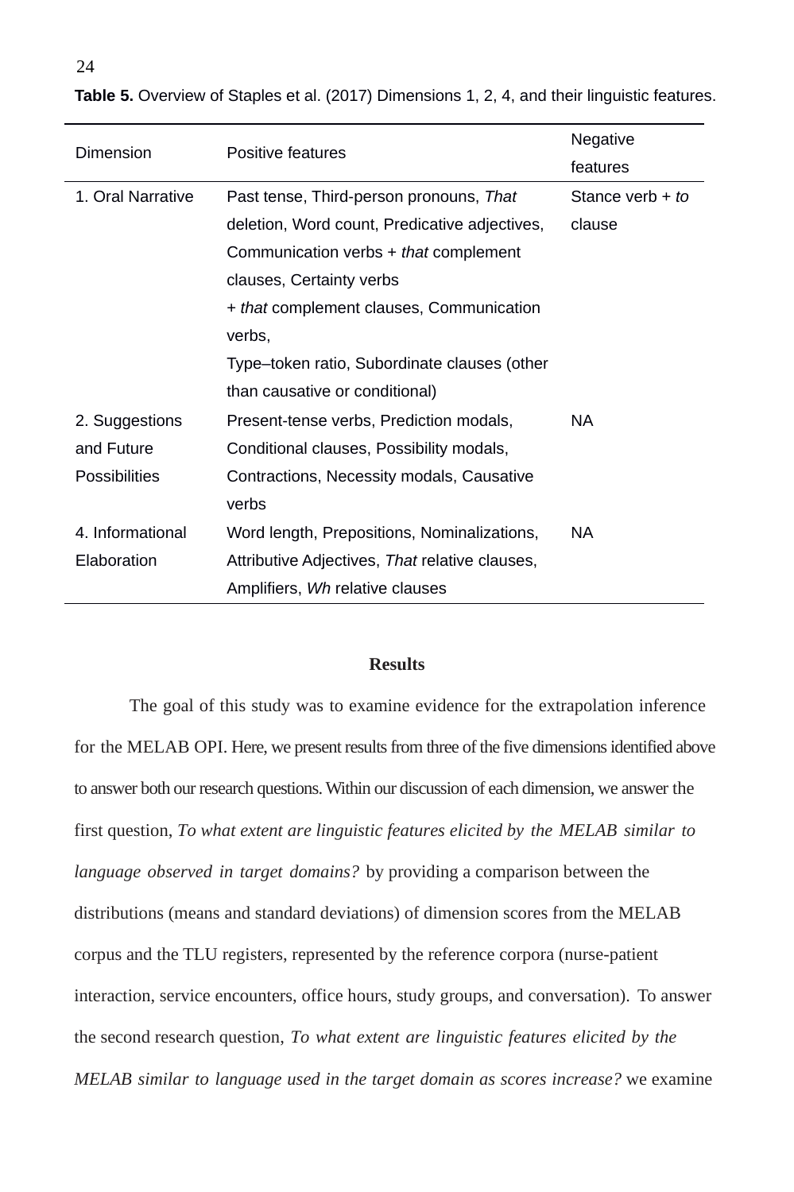**Table 5.** Overview of Staples et al. (2017) Dimensions 1, 2, 4, and their linguistic features.

| Dimension | Positive features | Negative features |
| --- | --- | --- |
| 1. Oral Narrative | Past tense, Third-person pronouns, *That* deletion, Word count, Predicative adjectives, Communication verbs + *that* complement clauses, Certainty verbs + *that* complement clauses, Communication verbs, Type–token ratio, Subordinate clauses (other than causative or conditional) | Stance verb + *to* clause |
| 2. Suggestions and Future Possibilities | Present-tense verbs, Prediction modals, Conditional clauses, Possibility modals, Contractions, Necessity modals, Causative verbs | NA |
| 4. Informational Elaboration | Word length, Prepositions, Nominalizations, Attributive Adjectives, *That* relative clauses, Amplifiers, *Wh* relative clauses | NA |

## Results

The goal of this study was to examine evidence for the extrapolation inference for the MELAB OPI. Here, we present results from three of the five dimensions identified above to answer both our research questions. Within our discussion of each dimension, we answer the first question, *To what extent are linguistic features elicited by the MELAB similar to language observed in target domains?* by providing a comparison between the distributions (means and standard deviations) of dimension scores from the MELAB corpus and the TLU registers, represented by the reference corpora (nurse-patient interaction, service encounters, office hours, study groups, and conversation). To answer the second research question, *To what extent are linguistic features elicited by the MELAB similar to language used in the target domain as scores increase?* we examine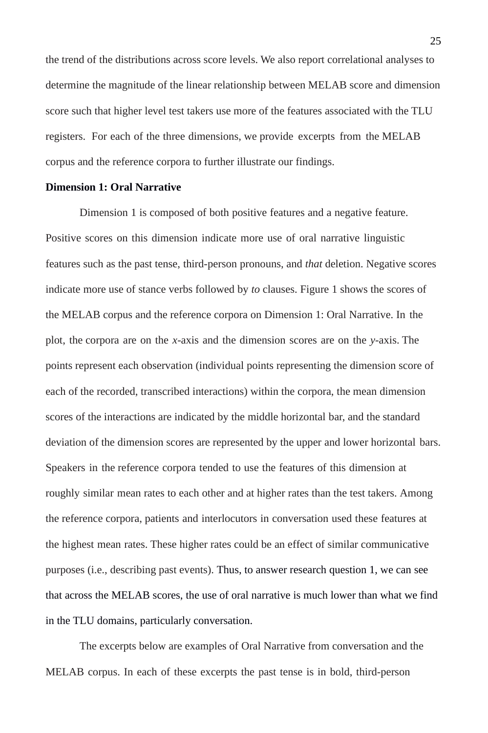the trend of the distributions across score levels. We also report correlational analyses to determine the magnitude of the linear relationship between MELAB score and dimension score such that higher level test takers use more of the features associated with the TLU registers. For each of the three dimensions, we provide excerpts from the MELAB corpus and the reference corpora to further illustrate our findings.

**Dimension 1: Oral Narrative**

Dimension 1 is composed of both positive features and a negative feature. Positive scores on this dimension indicate more use of oral narrative linguistic features such as the past tense, third-person pronouns, and *that* deletion. Negative scores indicate more use of stance verbs followed by *to* clauses. Figure 1 shows the scores of the MELAB corpus and the reference corpora on Dimension 1: Oral Narrative. In the plot, the corpora are on the *x*-axis and the dimension scores are on the *y*-axis. The points represent each observation (individual points representing the dimension score of each of the recorded, transcribed interactions) within the corpora, the mean dimension scores of the interactions are indicated by the middle horizontal bar, and the standard deviation of the dimension scores are represented by the upper and lower horizontal bars. Speakers in the reference corpora tended to use the features of this dimension at roughly similar mean rates to each other and at higher rates than the test takers. Among the reference corpora, patients and interlocutors in conversation used these features at the highest mean rates. These higher rates could be an effect of similar communicative purposes (i.e., describing past events). Thus, to answer research question 1, we can see that across the MELAB scores, the use of oral narrative is much lower than what we find in the TLU domains, particularly conversation.

The excerpts below are examples of Oral Narrative from conversation and the MELAB corpus. In each of these excerpts the past tense is in bold, third-person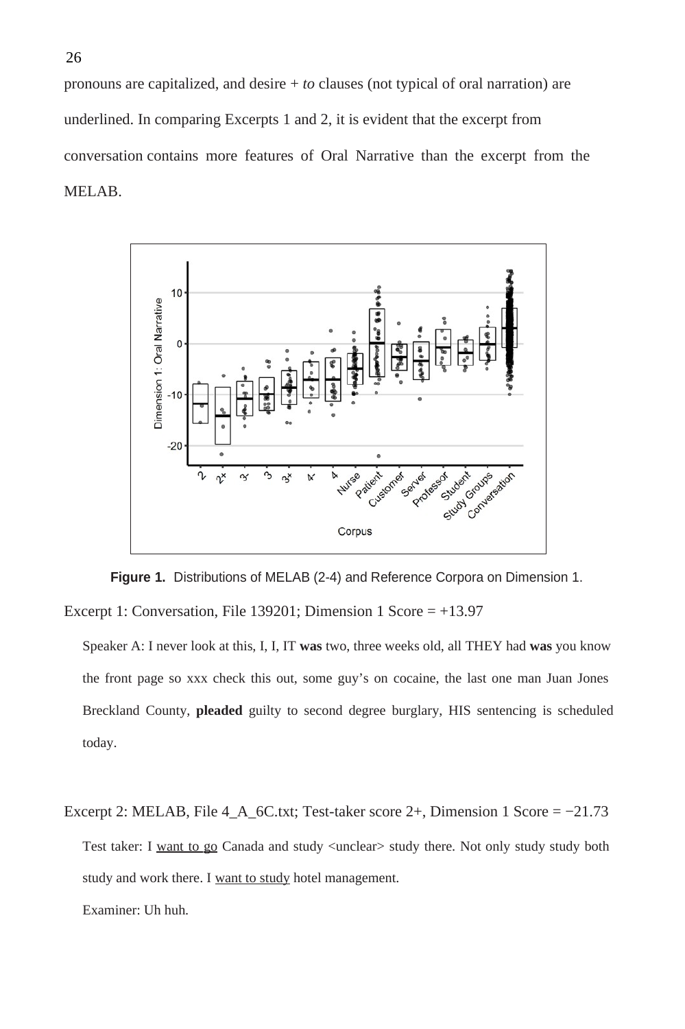pronouns are capitalized, and desire + *to* clauses (not typical of oral narration) are underlined. In comparing Excerpts 1 and 2, it is evident that the excerpt from conversation contains more features of Oral Narrative than the excerpt from the MELAB.

**Figure 1.** Distributions of MELAB (2-4) and Reference Corpora on Dimension 1.

Excerpt 1: Conversation, File 139201; Dimension 1 Score = +13.97

> Speaker A: I never look at this, I, I, IT **was** two, three weeks old, all THEY had **was** you know the front page so xxx check this out, some guy's on cocaine, the last one man Juan Jones Breckland County, **pleaded** guilty to second degree burglary, HIS sentencing is scheduled today.

Excerpt 2: MELAB, File 4_A_6C.txt; Test-taker score 2+, Dimension 1 Score = −21.73

> Test taker: I <u>want to go</u> Canada and study <unclear> study there. Not only study study both study and work there. I <u>want to study</u> hotel management.
>
> Examiner: Uh huh.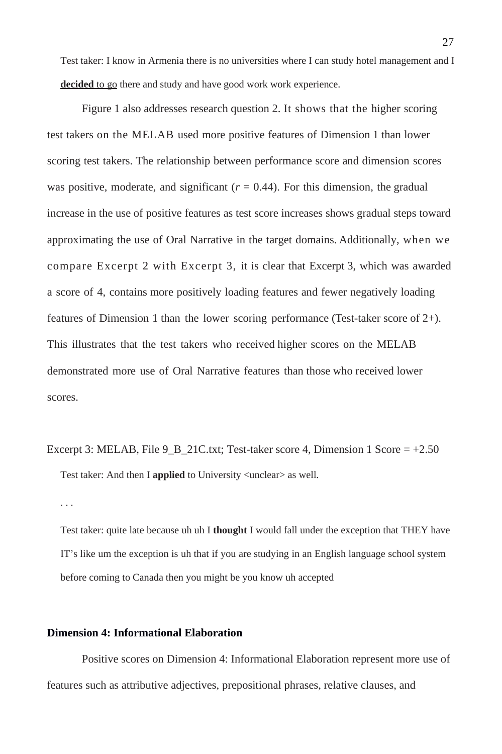Test taker: I know in Armenia there is no universities where I can study hotel management and I **decided** <u>to go</u> there and study and have good work work experience.

Figure 1 also addresses research question 2. It shows that the higher scoring test takers on the MELAB used more positive features of Dimension 1 than lower scoring test takers. The relationship between performance score and dimension scores was positive, moderate, and significant ($r = 0.44$). For this dimension, the gradual increase in the use of positive features as test score increases shows gradual steps toward approximating the use of Oral Narrative in the target domains. Additionally, when we compare Excerpt 2 with Excerpt 3, it is clear that Excerpt 3, which was awarded a score of 4, contains more positively loading features and fewer negatively loading features of Dimension 1 than the lower scoring performance (Test-taker score of 2+). This illustrates that the test takers who received higher scores on the MELAB demonstrated more use of Oral Narrative features than those who received lower scores.

Excerpt 3: MELAB, File 9_B_21C.txt; Test-taker score 4, Dimension 1 Score = +2.50

Test taker: And then I **applied** to University <unclear> as well.

. . .

Test taker: quite late because uh uh I **thought** I would fall under the exception that THEY have IT's like um the exception is uh that if you are studying in an English language school system before coming to Canada then you might be you know uh accepted

**Dimension 4: Informational Elaboration**

Positive scores on Dimension 4: Informational Elaboration represent more use of features such as attributive adjectives, prepositional phrases, relative clauses, and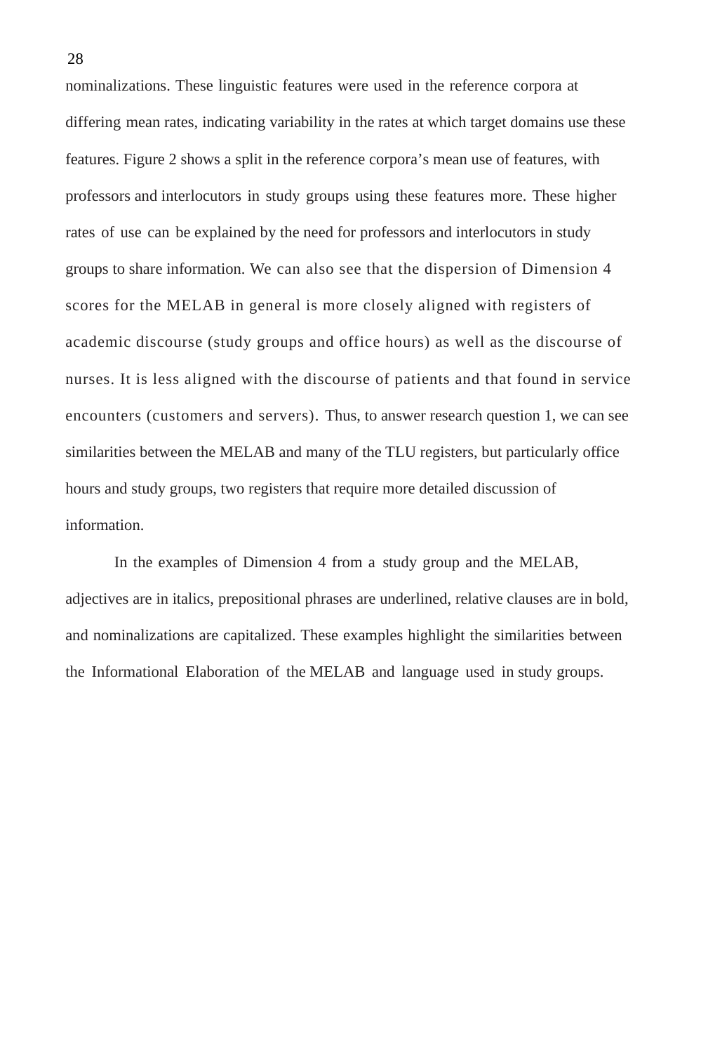nominalizations. These linguistic features were used in the reference corpora at differing mean rates, indicating variability in the rates at which target domains use these features. Figure 2 shows a split in the reference corpora's mean use of features, with professors and interlocutors in study groups using these features more. These higher rates of use can be explained by the need for professors and interlocutors in study groups to share information. We can also see that the dispersion of Dimension 4 scores for the MELAB in general is more closely aligned with registers of academic discourse (study groups and office hours) as well as the discourse of nurses. It is less aligned with the discourse of patients and that found in service encounters (customers and servers). Thus, to answer research question 1, we can see similarities between the MELAB and many of the TLU registers, but particularly office hours and study groups, two registers that require more detailed discussion of information.

In the examples of Dimension 4 from a study group and the MELAB, adjectives are in italics, prepositional phrases are underlined, relative clauses are in bold, and nominalizations are capitalized. These examples highlight the similarities between the Informational Elaboration of the MELAB and language used in study groups.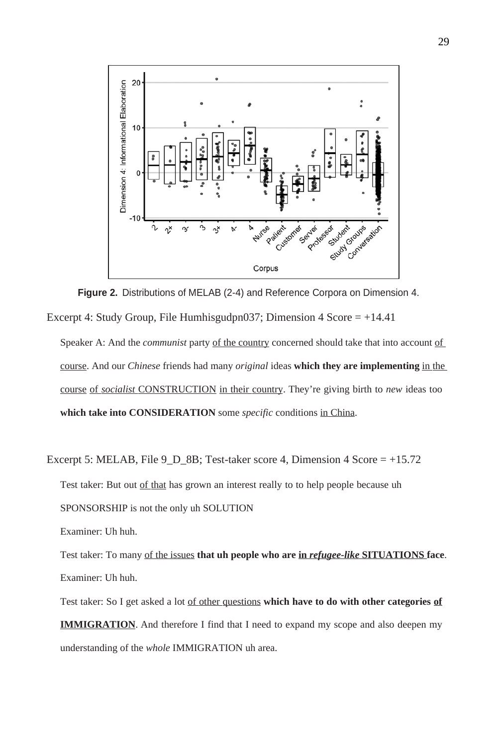**Figure 2.** Distributions of MELAB (2-4) and Reference Corpora on Dimension 4.

Excerpt 4: Study Group, File Humhisgudpn037; Dimension 4 Score = +14.41

Speaker A: And the *communist* party of the country concerned should take that into account of course. And our *Chinese* friends had many *original* ideas **which they are implementing** in the course of *socialist* CONSTRUCTION in their country. They're giving birth to *new* ideas too **which take into CONSIDERATION** some *specific* conditions in China.

Excerpt 5: MELAB, File 9_D_8B; Test-taker score 4, Dimension 4 Score = +15.72

Test taker: But out of that has grown an interest really to to help people because uh SPONSORSHIP is not the only uh SOLUTION

Examiner: Uh huh.

Test taker: To many of the issues **that uh people who are in** ***refugee-like*** **SITUATIONS face**.

Examiner: Uh huh.

Test taker: So I get asked a lot of other questions **which have to do with other categories of IMMIGRATION**. And therefore I find that I need to expand my scope and also deepen my understanding of the *whole* IMMIGRATION uh area.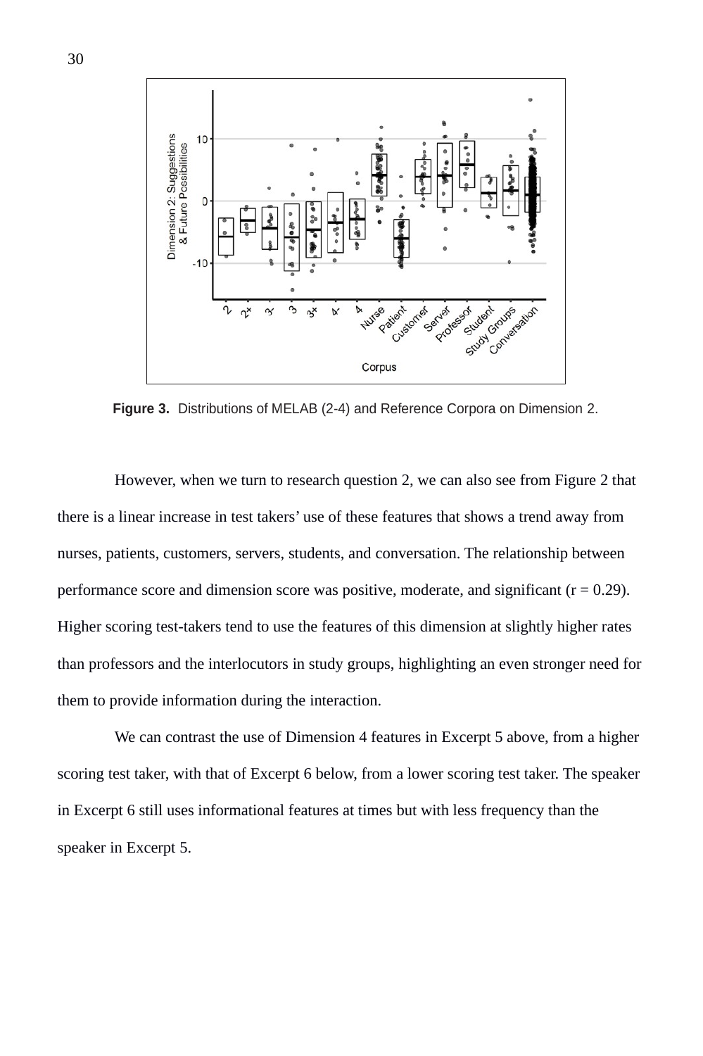**Figure 3.** Distributions of MELAB (2-4) and Reference Corpora on Dimension 2.

However, when we turn to research question 2, we can also see from Figure 2 that there is a linear increase in test takers' use of these features that shows a trend away from nurses, patients, customers, servers, students, and conversation. The relationship between performance score and dimension score was positive, moderate, and significant (r = 0.29). Higher scoring test-takers tend to use the features of this dimension at slightly higher rates than professors and the interlocutors in study groups, highlighting an even stronger need for them to provide information during the interaction.

We can contrast the use of Dimension 4 features in Excerpt 5 above, from a higher scoring test taker, with that of Excerpt 6 below, from a lower scoring test taker. The speaker in Excerpt 6 still uses informational features at times but with less frequency than the speaker in Excerpt 5.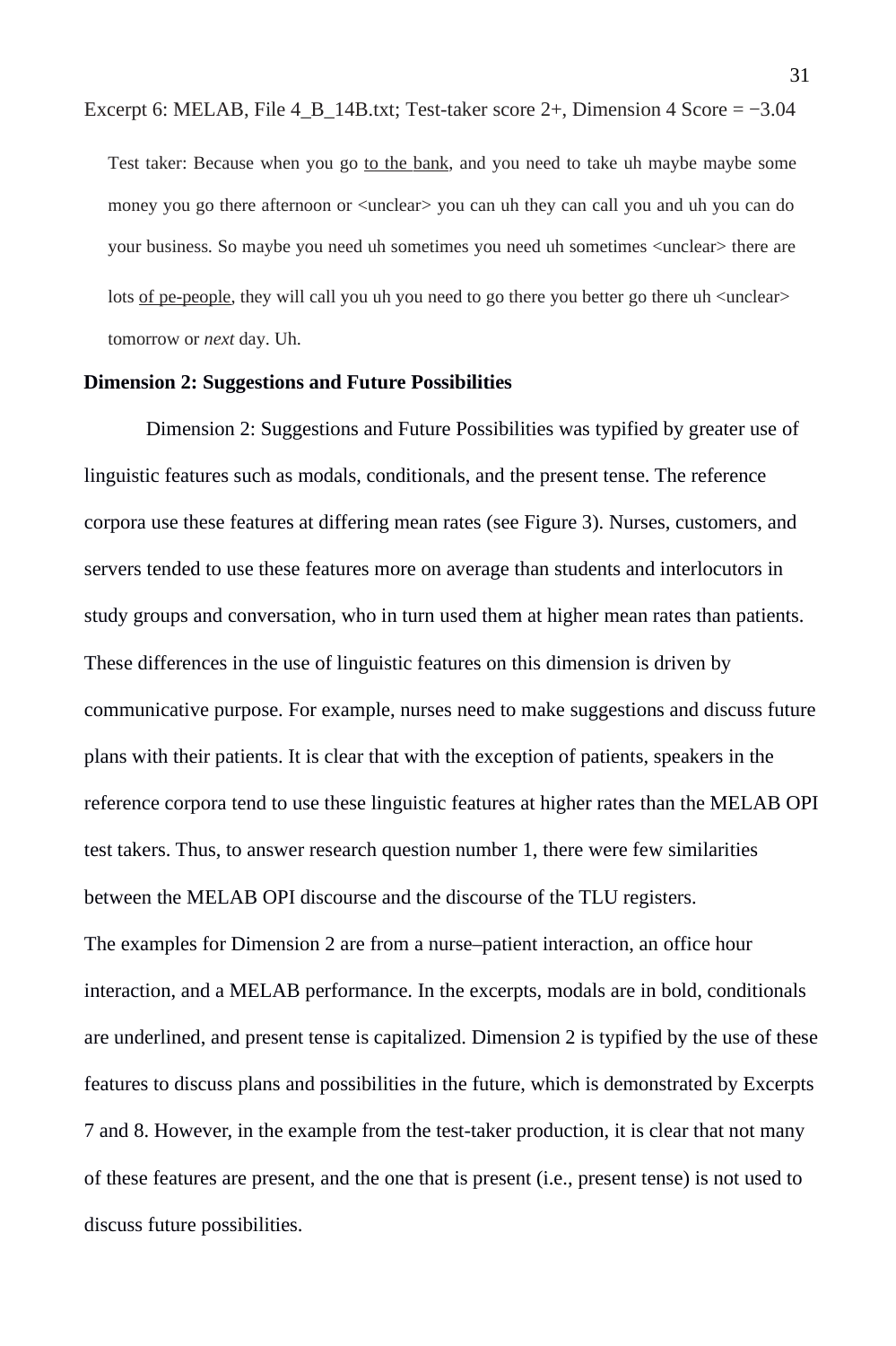Excerpt 6: MELAB, File 4_B_14B.txt; Test-taker score 2+, Dimension 4 Score = −3.04

> Test taker: Because when you go <u>to the bank</u>, and you need to take uh maybe maybe some money you go there afternoon or <unclear> you can uh they can call you and uh you can do your business. So maybe you need uh sometimes you need uh sometimes <unclear> there are lots <u>of pe-people</u>, they will call you uh you need to go there you better go there uh <unclear> tomorrow or *next* day. Uh.

**Dimension 2: Suggestions and Future Possibilities**

Dimension 2: Suggestions and Future Possibilities was typified by greater use of linguistic features such as modals, conditionals, and the present tense. The reference corpora use these features at differing mean rates (see Figure 3). Nurses, customers, and servers tended to use these features more on average than students and interlocutors in study groups and conversation, who in turn used them at higher mean rates than patients. These differences in the use of linguistic features on this dimension is driven by communicative purpose. For example, nurses need to make suggestions and discuss future plans with their patients. It is clear that with the exception of patients, speakers in the reference corpora tend to use these linguistic features at higher rates than the MELAB OPI test takers. Thus, to answer research question number 1, there were few similarities between the MELAB OPI discourse and the discourse of the TLU registers.

The examples for Dimension 2 are from a nurse–patient interaction, an office hour interaction, and a MELAB performance. In the excerpts, modals are in bold, conditionals are underlined, and present tense is capitalized. Dimension 2 is typified by the use of these features to discuss plans and possibilities in the future, which is demonstrated by Excerpts 7 and 8. However, in the example from the test-taker production, it is clear that not many of these features are present, and the one that is present (i.e., present tense) is not used to discuss future possibilities.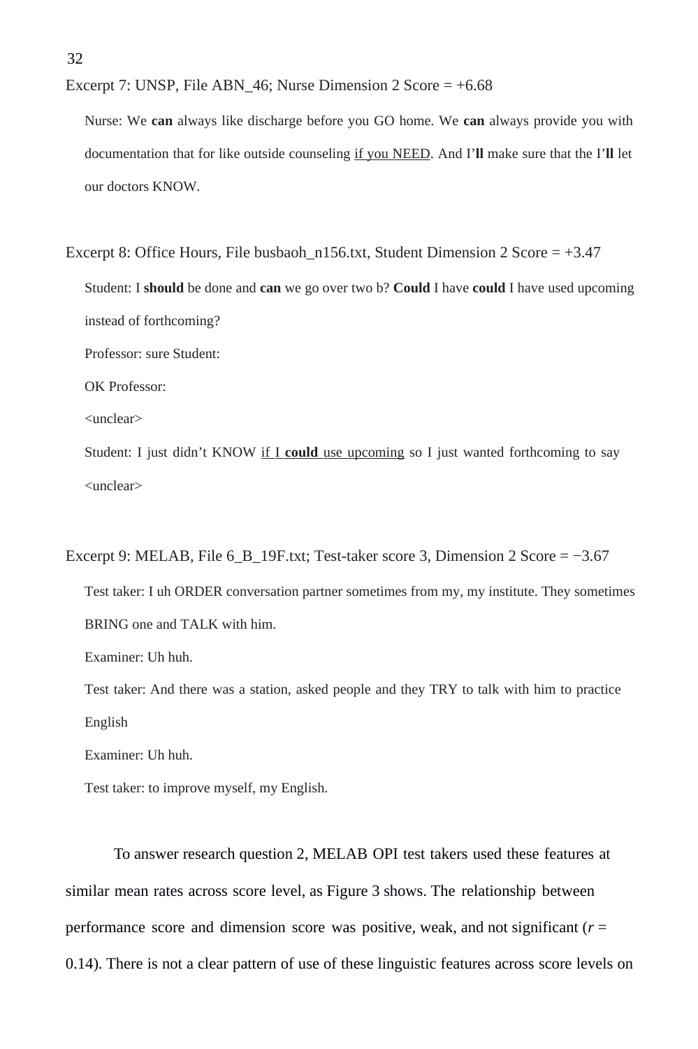Excerpt 7: UNSP, File ABN_46; Nurse Dimension 2 Score = +6.68

> Nurse: We **can** always like discharge before you GO home. We **can** always provide you with documentation that for like outside counseling <u>if you NEED</u>. And I'**ll** make sure that the I'**ll** let our doctors KNOW.

Excerpt 8: Office Hours, File busbaoh_n156.txt, Student Dimension 2 Score = +3.47

> Student: I **should** be done and **can** we go over two b? **Could** I have **could** I have used upcoming instead of forthcoming?
>
> Professor: sure Student:
>
> OK Professor:
>
> <unclear>
>
> Student: I just didn't KNOW <u>if I **could** use upcoming</u> so I just wanted forthcoming to say <unclear>

Excerpt 9: MELAB, File 6_B_19F.txt; Test-taker score 3, Dimension 2 Score = −3.67

> Test taker: I uh ORDER conversation partner sometimes from my, my institute. They sometimes BRING one and TALK with him.
>
> Examiner: Uh huh.
>
> Test taker: And there was a station, asked people and they TRY to talk with him to practice English
>
> Examiner: Uh huh.
>
> Test taker: to improve myself, my English.

To answer research question 2, MELAB OPI test takers used these features at similar mean rates across score level, as Figure 3 shows. The relationship between performance score and dimension score was positive, weak, and not significant ($r$ = 0.14). There is not a clear pattern of use of these linguistic features across score levels on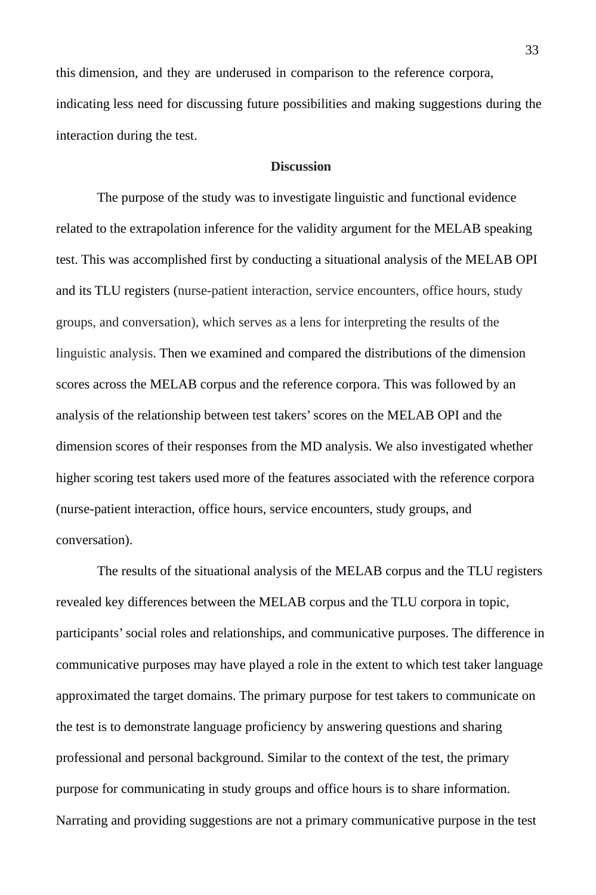this dimension, and they are underused in comparison to the reference corpora, indicating less need for discussing future possibilities and making suggestions during the interaction during the test.

## Discussion

The purpose of the study was to investigate linguistic and functional evidence related to the extrapolation inference for the validity argument for the MELAB speaking test. This was accomplished first by conducting a situational analysis of the MELAB OPI and its TLU registers (nurse-patient interaction, service encounters, office hours, study groups, and conversation), which serves as a lens for interpreting the results of the linguistic analysis. Then we examined and compared the distributions of the dimension scores across the MELAB corpus and the reference corpora. This was followed by an analysis of the relationship between test takers' scores on the MELAB OPI and the dimension scores of their responses from the MD analysis. We also investigated whether higher scoring test takers used more of the features associated with the reference corpora (nurse-patient interaction, office hours, service encounters, study groups, and conversation).

The results of the situational analysis of the MELAB corpus and the TLU registers revealed key differences between the MELAB corpus and the TLU corpora in topic, participants' social roles and relationships, and communicative purposes. The difference in communicative purposes may have played a role in the extent to which test taker language approximated the target domains. The primary purpose for test takers to communicate on the test is to demonstrate language proficiency by answering questions and sharing professional and personal background. Similar to the context of the test, the primary purpose for communicating in study groups and office hours is to share information. Narrating and providing suggestions are not a primary communicative purpose in the test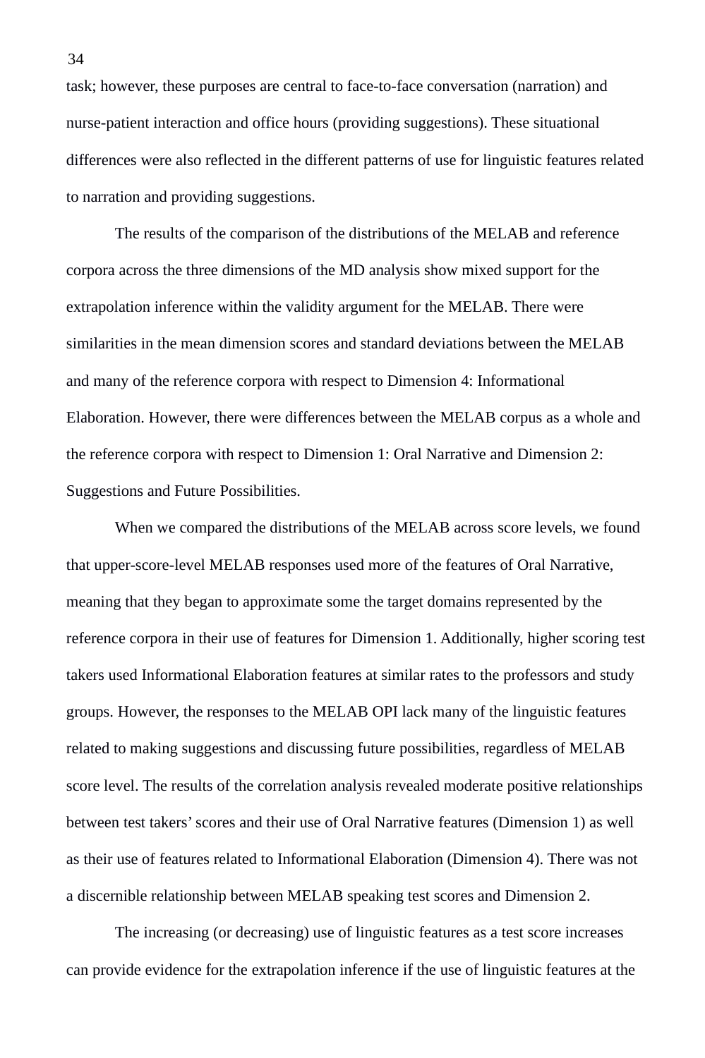task; however, these purposes are central to face-to-face conversation (narration) and nurse-patient interaction and office hours (providing suggestions). These situational differences were also reflected in the different patterns of use for linguistic features related to narration and providing suggestions.

The results of the comparison of the distributions of the MELAB and reference corpora across the three dimensions of the MD analysis show mixed support for the extrapolation inference within the validity argument for the MELAB. There were similarities in the mean dimension scores and standard deviations between the MELAB and many of the reference corpora with respect to Dimension 4: Informational Elaboration. However, there were differences between the MELAB corpus as a whole and the reference corpora with respect to Dimension 1: Oral Narrative and Dimension 2: Suggestions and Future Possibilities.

When we compared the distributions of the MELAB across score levels, we found that upper-score-level MELAB responses used more of the features of Oral Narrative, meaning that they began to approximate some the target domains represented by the reference corpora in their use of features for Dimension 1. Additionally, higher scoring test takers used Informational Elaboration features at similar rates to the professors and study groups. However, the responses to the MELAB OPI lack many of the linguistic features related to making suggestions and discussing future possibilities, regardless of MELAB score level. The results of the correlation analysis revealed moderate positive relationships between test takers' scores and their use of Oral Narrative features (Dimension 1) as well as their use of features related to Informational Elaboration (Dimension 4). There was not a discernible relationship between MELAB speaking test scores and Dimension 2.

The increasing (or decreasing) use of linguistic features as a test score increases can provide evidence for the extrapolation inference if the use of linguistic features at the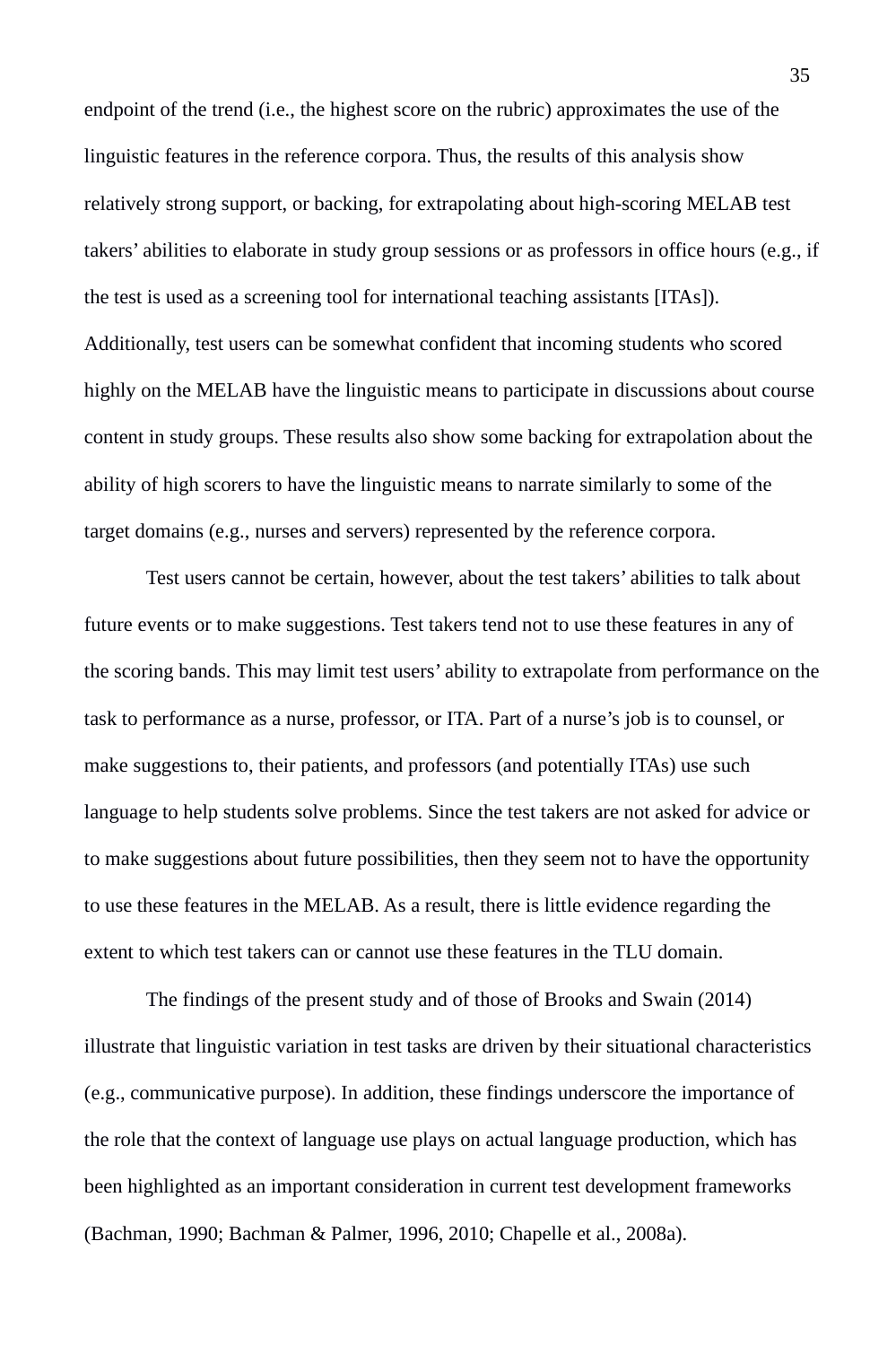endpoint of the trend (i.e., the highest score on the rubric) approximates the use of the linguistic features in the reference corpora. Thus, the results of this analysis show relatively strong support, or backing, for extrapolating about high-scoring MELAB test takers' abilities to elaborate in study group sessions or as professors in office hours (e.g., if the test is used as a screening tool for international teaching assistants [ITAs]). Additionally, test users can be somewhat confident that incoming students who scored highly on the MELAB have the linguistic means to participate in discussions about course content in study groups. These results also show some backing for extrapolation about the ability of high scorers to have the linguistic means to narrate similarly to some of the target domains (e.g., nurses and servers) represented by the reference corpora.

Test users cannot be certain, however, about the test takers' abilities to talk about future events or to make suggestions. Test takers tend not to use these features in any of the scoring bands. This may limit test users' ability to extrapolate from performance on the task to performance as a nurse, professor, or ITA. Part of a nurse's job is to counsel, or make suggestions to, their patients, and professors (and potentially ITAs) use such language to help students solve problems. Since the test takers are not asked for advice or to make suggestions about future possibilities, then they seem not to have the opportunity to use these features in the MELAB. As a result, there is little evidence regarding the extent to which test takers can or cannot use these features in the TLU domain.

The findings of the present study and of those of Brooks and Swain (2014) illustrate that linguistic variation in test tasks are driven by their situational characteristics (e.g., communicative purpose). In addition, these findings underscore the importance of the role that the context of language use plays on actual language production, which has been highlighted as an important consideration in current test development frameworks (Bachman, 1990; Bachman & Palmer, 1996, 2010; Chapelle et al., 2008a).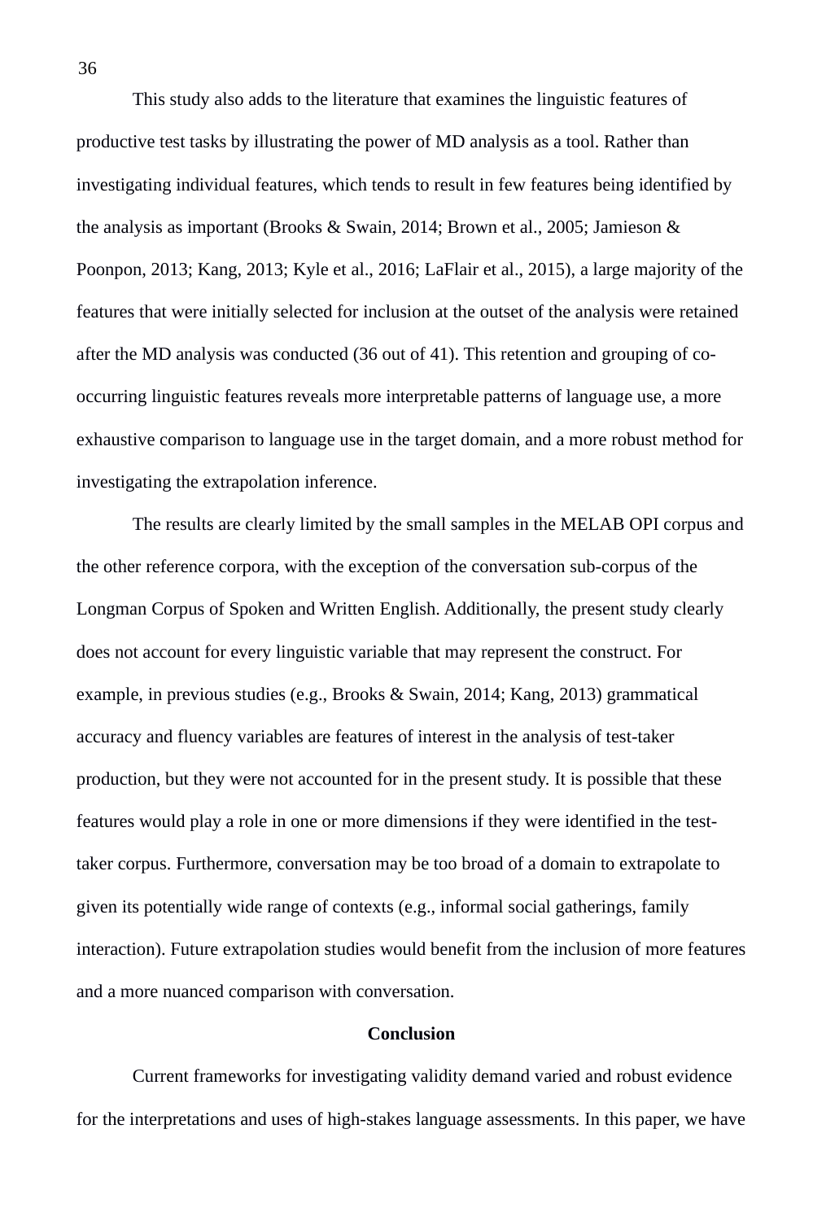This study also adds to the literature that examines the linguistic features of productive test tasks by illustrating the power of MD analysis as a tool. Rather than investigating individual features, which tends to result in few features being identified by the analysis as important (Brooks & Swain, 2014; Brown et al., 2005; Jamieson & Poonpon, 2013; Kang, 2013; Kyle et al., 2016; LaFlair et al., 2015), a large majority of the features that were initially selected for inclusion at the outset of the analysis were retained after the MD analysis was conducted (36 out of 41). This retention and grouping of co-occurring linguistic features reveals more interpretable patterns of language use, a more exhaustive comparison to language use in the target domain, and a more robust method for investigating the extrapolation inference.

The results are clearly limited by the small samples in the MELAB OPI corpus and the other reference corpora, with the exception of the conversation sub-corpus of the Longman Corpus of Spoken and Written English. Additionally, the present study clearly does not account for every linguistic variable that may represent the construct. For example, in previous studies (e.g., Brooks & Swain, 2014; Kang, 2013) grammatical accuracy and fluency variables are features of interest in the analysis of test-taker production, but they were not accounted for in the present study. It is possible that these features would play a role in one or more dimensions if they were identified in the test-taker corpus. Furthermore, conversation may be too broad of a domain to extrapolate to given its potentially wide range of contexts (e.g., informal social gatherings, family interaction). Future extrapolation studies would benefit from the inclusion of more features and a more nuanced comparison with conversation.

## Conclusion

Current frameworks for investigating validity demand varied and robust evidence for the interpretations and uses of high-stakes language assessments. In this paper, we have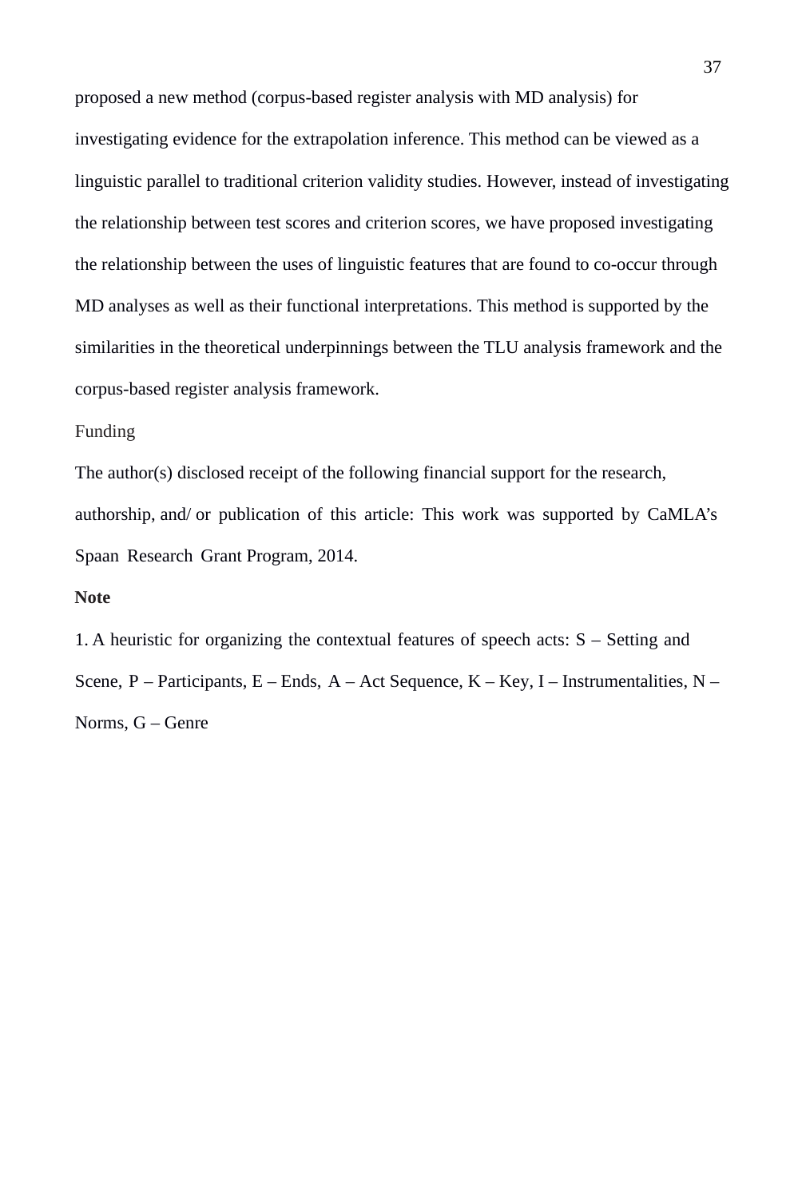proposed a new method (corpus-based register analysis with MD analysis) for investigating evidence for the extrapolation inference. This method can be viewed as a linguistic parallel to traditional criterion validity studies. However, instead of investigating the relationship between test scores and criterion scores, we have proposed investigating the relationship between the uses of linguistic features that are found to co-occur through MD analyses as well as their functional interpretations. This method is supported by the similarities in the theoretical underpinnings between the TLU analysis framework and the corpus-based register analysis framework.

## Funding

The author(s) disclosed receipt of the following financial support for the research, authorship, and/ or publication of this article: This work was supported by CaMLA's Spaan Research Grant Program, 2014.

## Note

1. A heuristic for organizing the contextual features of speech acts: S – Setting and Scene, P – Participants, E – Ends, A – Act Sequence, K – Key, I – Instrumentalities, N – Norms, G – Genre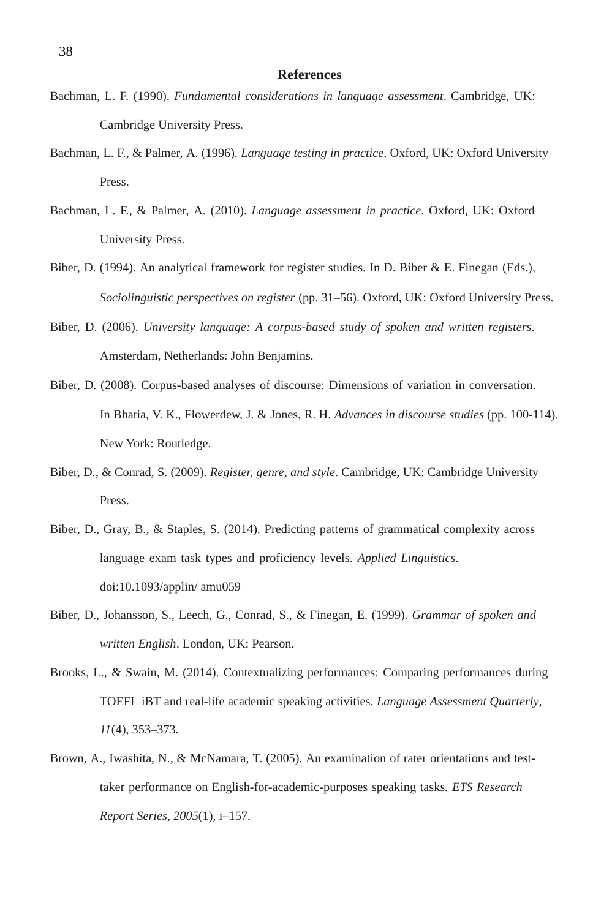## References

Bachman, L. F. (1990). *Fundamental considerations in language assessment*. Cambridge, UK: Cambridge University Press.

Bachman, L. F., & Palmer, A. (1996). *Language testing in practice*. Oxford, UK: Oxford University Press.

Bachman, L. F., & Palmer, A. (2010). *Language assessment in practice*. Oxford, UK: Oxford University Press.

Biber, D. (1994). An analytical framework for register studies. In D. Biber & E. Finegan (Eds.), *Sociolinguistic perspectives on register* (pp. 31–56). Oxford, UK: Oxford University Press.

Biber, D. (2006). *University language: A corpus-based study of spoken and written registers*. Amsterdam, Netherlands: John Benjamins.

Biber, D. (2008). Corpus-based analyses of discourse: Dimensions of variation in conversation. In Bhatia, V. K., Flowerdew, J. & Jones, R. H. *Advances in discourse studies* (pp. 100-114). New York: Routledge.

Biber, D., & Conrad, S. (2009). *Register, genre, and style*. Cambridge, UK: Cambridge University Press.

Biber, D., Gray, B., & Staples, S. (2014). Predicting patterns of grammatical complexity across language exam task types and proficiency levels. *Applied Linguistics*. doi:10.1093/applin/ amu059

Biber, D., Johansson, S., Leech, G., Conrad, S., & Finegan, E. (1999). *Grammar of spoken and written English*. London, UK: Pearson.

Brooks, L., & Swain, M. (2014). Contextualizing performances: Comparing performances during TOEFL iBT and real-life academic speaking activities. *Language Assessment Quarterly*, *11*(4), 353–373.

Brown, A., Iwashita, N., & McNamara, T. (2005). An examination of rater orientations and test-taker performance on English-for-academic-purposes speaking tasks. *ETS Research Report Series*, *2005*(1), i–157.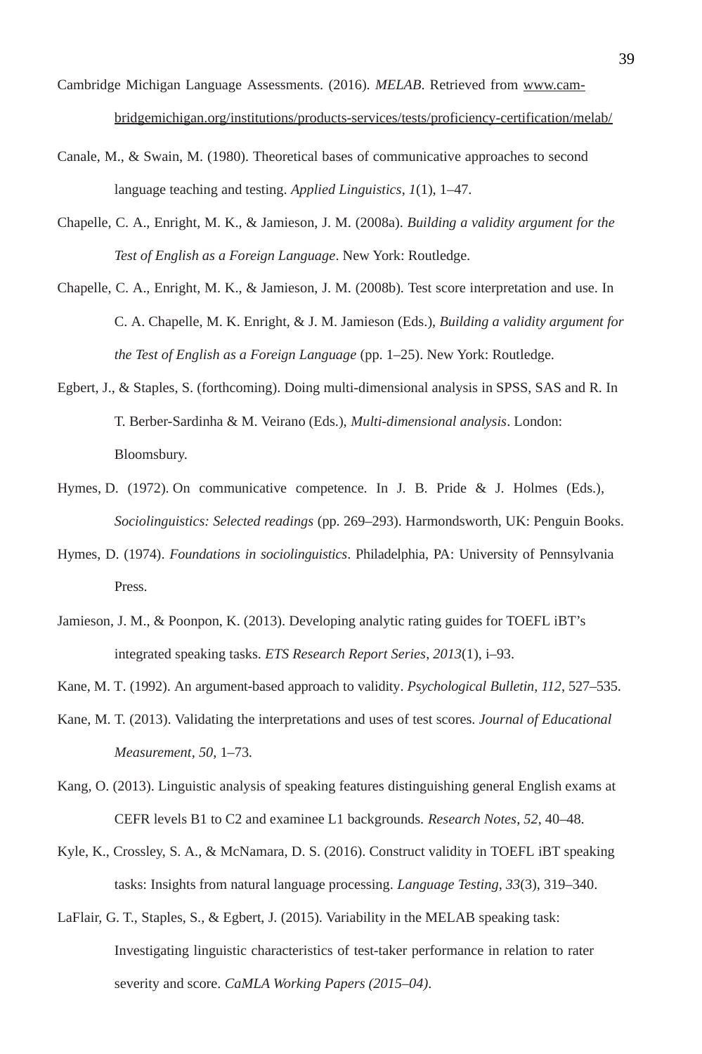Cambridge Michigan Language Assessments. (2016). *MELAB*. Retrieved from www.cambridgemichigan.org/institutions/products-services/tests/proficiency-certification/melab/

Canale, M., & Swain, M. (1980). Theoretical bases of communicative approaches to second language teaching and testing. *Applied Linguistics*, *1*(1), 1–47.

Chapelle, C. A., Enright, M. K., & Jamieson, J. M. (2008a). *Building a validity argument for the Test of English as a Foreign Language*. New York: Routledge.

Chapelle, C. A., Enright, M. K., & Jamieson, J. M. (2008b). Test score interpretation and use. In C. A. Chapelle, M. K. Enright, & J. M. Jamieson (Eds.), *Building a validity argument for the Test of English as a Foreign Language* (pp. 1–25). New York: Routledge.

Egbert, J., & Staples, S. (forthcoming). Doing multi-dimensional analysis in SPSS, SAS and R. In T. Berber-Sardinha & M. Veirano (Eds.), *Multi-dimensional analysis*. London: Bloomsbury.

Hymes, D. (1972). On communicative competence. In J. B. Pride & J. Holmes (Eds.), *Sociolinguistics: Selected readings* (pp. 269–293). Harmondsworth, UK: Penguin Books.

Hymes, D. (1974). *Foundations in sociolinguistics*. Philadelphia, PA: University of Pennsylvania Press.

Jamieson, J. M., & Poonpon, K. (2013). Developing analytic rating guides for TOEFL iBT's integrated speaking tasks. *ETS Research Report Series*, *2013*(1), i–93.

Kane, M. T. (1992). An argument-based approach to validity. *Psychological Bulletin*, *112*, 527–535.

Kane, M. T. (2013). Validating the interpretations and uses of test scores. *Journal of Educational Measurement*, *50*, 1–73.

Kang, O. (2013). Linguistic analysis of speaking features distinguishing general English exams at CEFR levels B1 to C2 and examinee L1 backgrounds. *Research Notes*, *52*, 40–48.

Kyle, K., Crossley, S. A., & McNamara, D. S. (2016). Construct validity in TOEFL iBT speaking tasks: Insights from natural language processing. *Language Testing*, *33*(3), 319–340.

LaFlair, G. T., Staples, S., & Egbert, J. (2015). Variability in the MELAB speaking task: Investigating linguistic characteristics of test-taker performance in relation to rater severity and score. *CaMLA Working Papers (2015–04)*.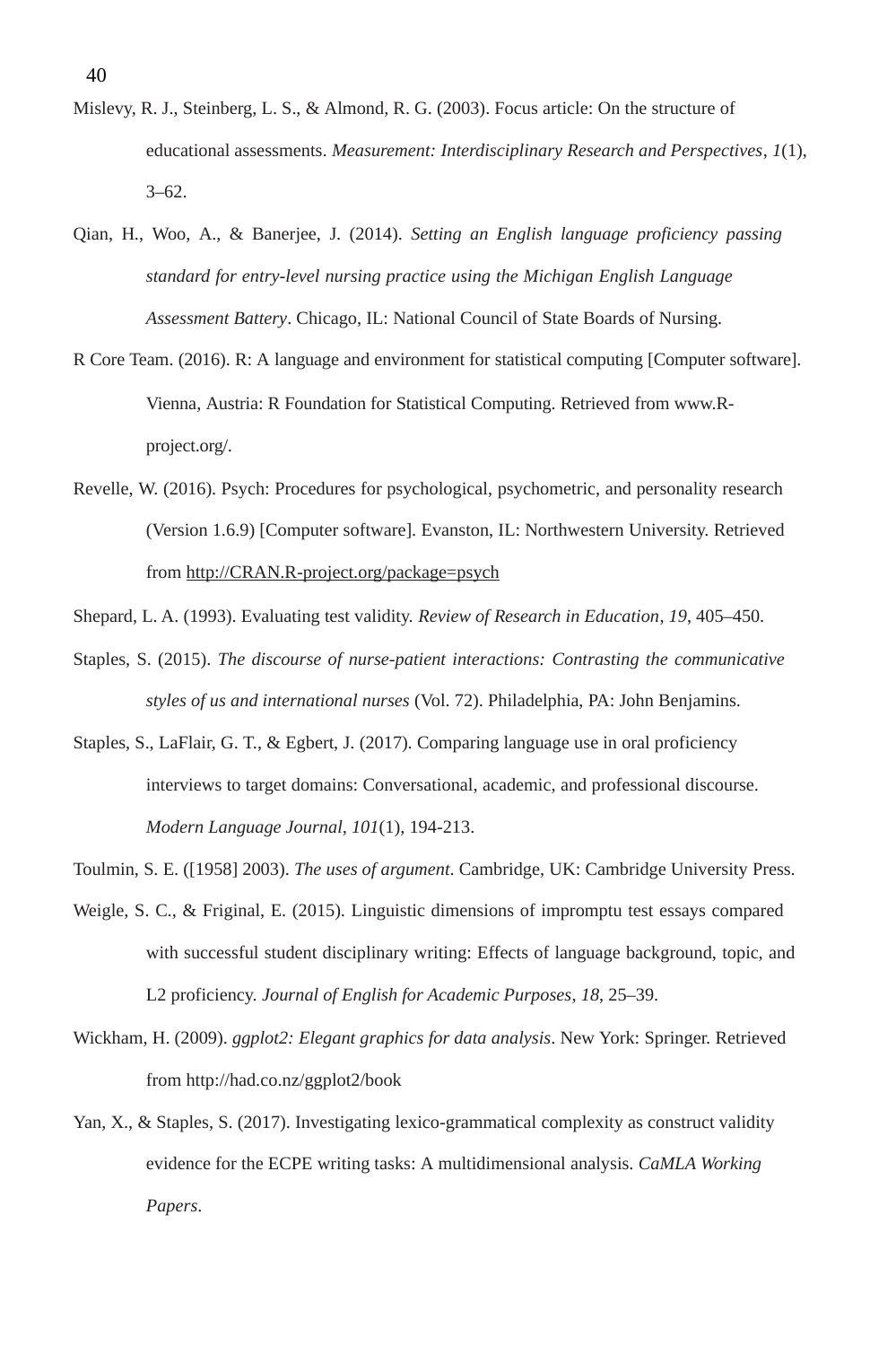Mislevy, R. J., Steinberg, L. S., & Almond, R. G. (2003). Focus article: On the structure of educational assessments. *Measurement: Interdisciplinary Research and Perspectives*, *1*(1), 3–62.

Qian, H., Woo, A., & Banerjee, J. (2014). *Setting an English language proficiency passing standard for entry-level nursing practice using the Michigan English Language Assessment Battery*. Chicago, IL: National Council of State Boards of Nursing.

R Core Team. (2016). R: A language and environment for statistical computing [Computer software]. Vienna, Austria: R Foundation for Statistical Computing. Retrieved from www.R-project.org/.

Revelle, W. (2016). Psych: Procedures for psychological, psychometric, and personality research (Version 1.6.9) [Computer software]. Evanston, IL: Northwestern University. Retrieved from http://CRAN.R-project.org/package=psych

Shepard, L. A. (1993). Evaluating test validity. *Review of Research in Education*, *19*, 405–450.

Staples, S. (2015). *The discourse of nurse-patient interactions: Contrasting the communicative styles of us and international nurses* (Vol. 72). Philadelphia, PA: John Benjamins.

Staples, S., LaFlair, G. T., & Egbert, J. (2017). Comparing language use in oral proficiency interviews to target domains: Conversational, academic, and professional discourse. *Modern Language Journal*, *101*(1), 194-213.

Toulmin, S. E. ([1958] 2003). *The uses of argument*. Cambridge, UK: Cambridge University Press.

Weigle, S. C., & Friginal, E. (2015). Linguistic dimensions of impromptu test essays compared with successful student disciplinary writing: Effects of language background, topic, and L2 proficiency. *Journal of English for Academic Purposes*, *18*, 25–39.

Wickham, H. (2009). *ggplot2: Elegant graphics for data analysis*. New York: Springer. Retrieved from http://had.co.nz/ggplot2/book

Yan, X., & Staples, S. (2017). Investigating lexico-grammatical complexity as construct validity evidence for the ECPE writing tasks: A multidimensional analysis. *CaMLA Working Papers*.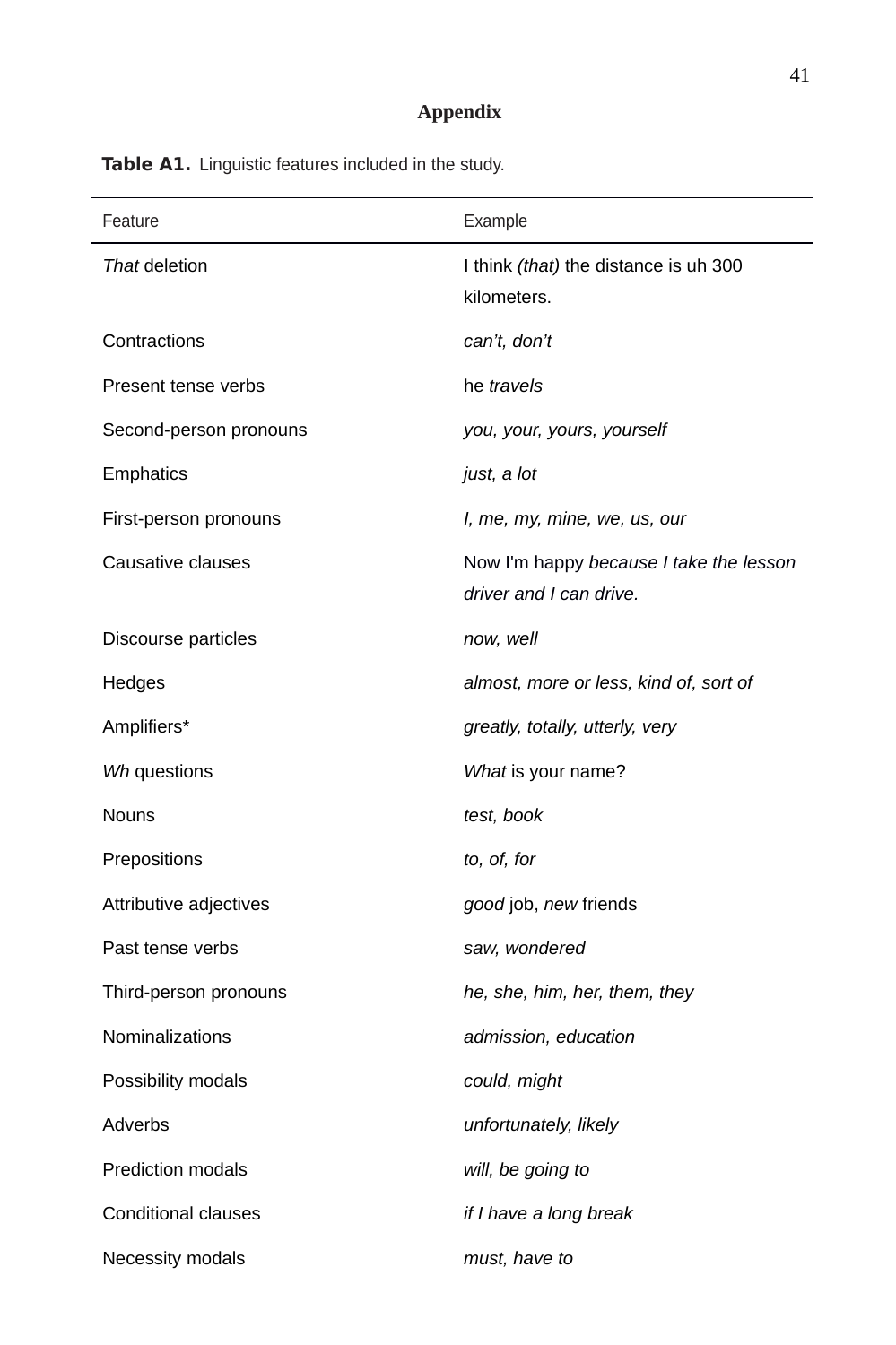## Appendix

**Table A1.** Linguistic features included in the study.

| Feature | Example |
| --- | --- |
| *That* deletion | I think *(that)* the distance is uh 300 kilometers. |
| Contractions | *can't, don't* |
| Present tense verbs | he *travels* |
| Second-person pronouns | *you, your, yours, yourself* |
| Emphatics | *just, a lot* |
| First-person pronouns | *I, me, my, mine, we, us, our* |
| Causative clauses | Now I'm happy *because I take the lesson driver and I can drive.* |
| Discourse particles | *now, well* |
| Hedges | *almost, more or less, kind of, sort of* |
| Amplifiers* | *greatly, totally, utterly, very* |
| *Wh* questions | *What* is your name? |
| Nouns | *test, book* |
| Prepositions | *to, of, for* |
| Attributive adjectives | *good* job, *new* friends |
| Past tense verbs | *saw, wondered* |
| Third-person pronouns | *he, she, him, her, them, they* |
| Nominalizations | *admission, education* |
| Possibility modals | *could, might* |
| Adverbs | *unfortunately, likely* |
| Prediction modals | *will, be going to* |
| Conditional clauses | *if I have a long break* |
| Necessity modals | *must, have to* |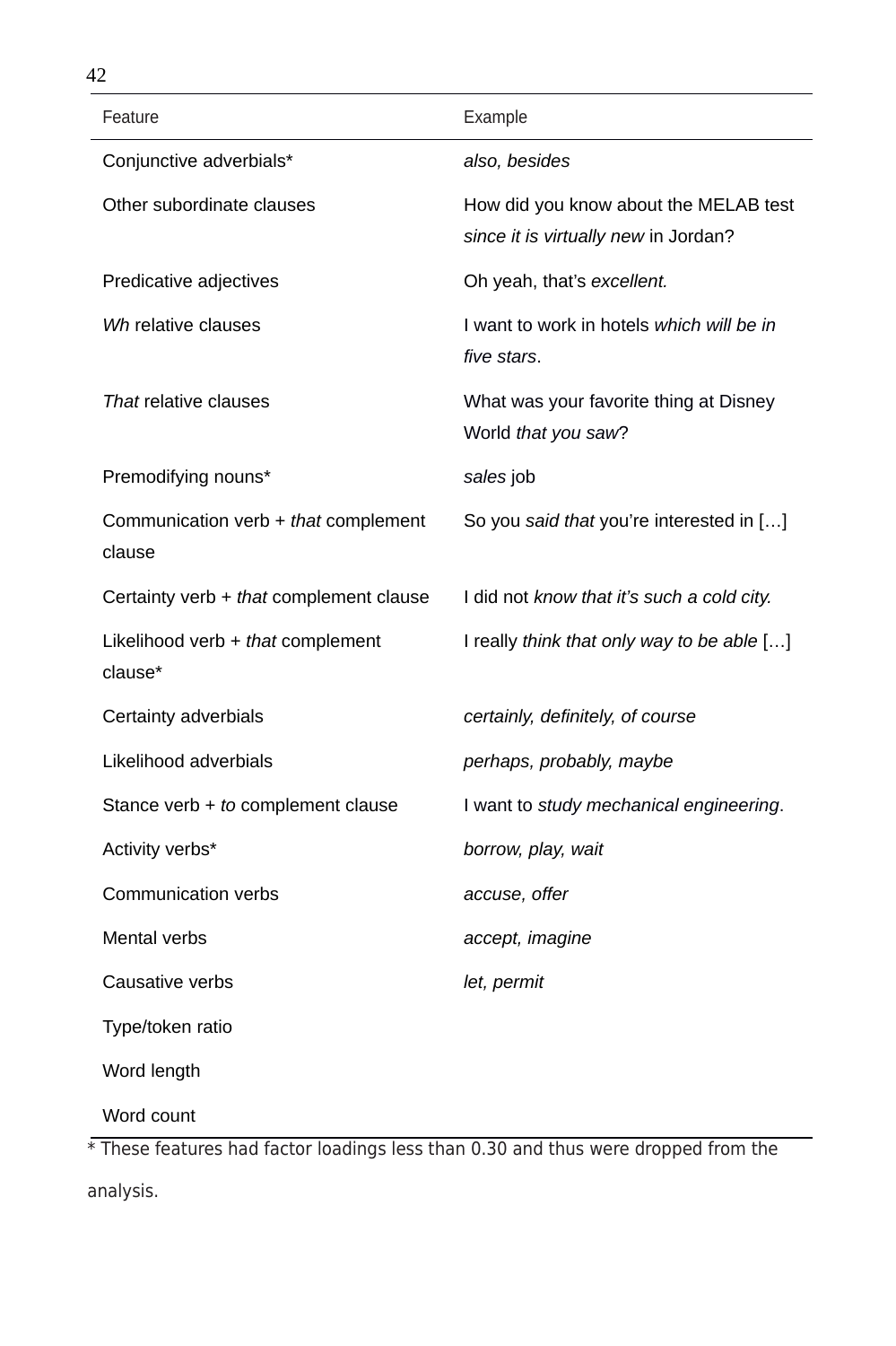| Feature | Example |
| --- | --- |
| Conjunctive adverbials* | *also, besides* |
| Other subordinate clauses | How did you know about the MELAB test *since it is virtually new* in Jordan? |
| Predicative adjectives | Oh yeah, that's *excellent.* |
| *Wh* relative clauses | I want to work in hotels *which will be in five stars*. |
| *That* relative clauses | What was your favorite thing at Disney World *that you saw*? |
| Premodifying nouns* | *sales* job |
| Communication verb + *that* complement clause | So you *said that* you're interested in […] |
| Certainty verb + *that* complement clause | I did not *know that it's such a cold city.* |
| Likelihood verb + *that* complement clause* | I really *think that only way to be able* […] |
| Certainty adverbials | *certainly, definitely, of course* |
| Likelihood adverbials | *perhaps, probably, maybe* |
| Stance verb + *to* complement clause | I want to *study mechanical engineering*. |
| Activity verbs* | *borrow, play, wait* |
| Communication verbs | *accuse, offer* |
| Mental verbs | *accept, imagine* |
| Causative verbs | *let, permit* |
| Type/token ratio | |
| Word length | |
| Word count | |

* These features had factor loadings less than 0.30 and thus were dropped from the analysis.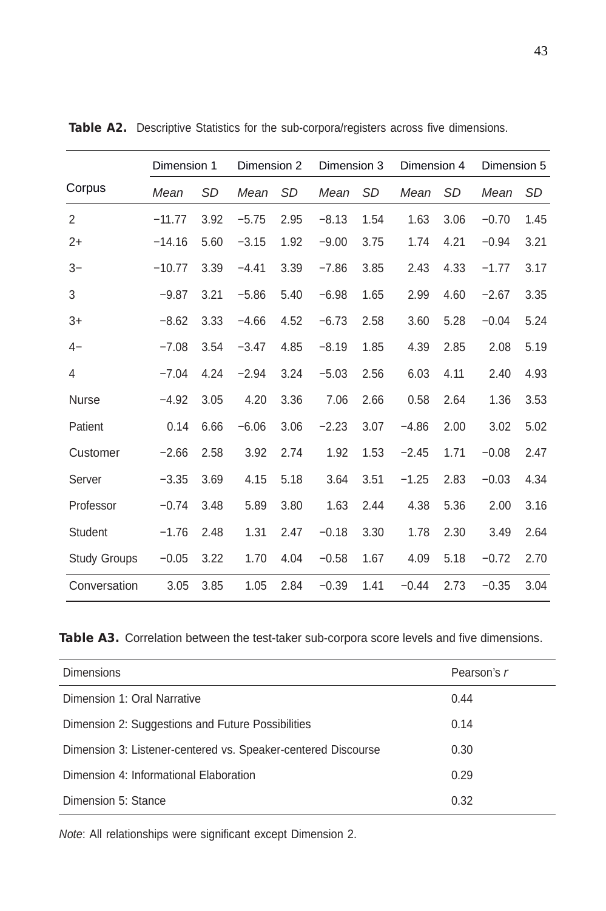**Table A2.** Descriptive Statistics for the sub-corpora/registers across five dimensions.

| Corpus | Dimension 1 | | Dimension 2 | | Dimension 3 | | Dimension 4 | | Dimension 5 | |
|---|---|---|---|---|---|---|---|---|---|---|
| | *Mean* | *SD* | *Mean* | *SD* | *Mean* | *SD* | *Mean* | *SD* | *Mean* | *SD* |
| 2 | −11.77 | 3.92 | −5.75 | 2.95 | −8.13 | 1.54 | 1.63 | 3.06 | −0.70 | 1.45 |
| 2+ | −14.16 | 5.60 | −3.15 | 1.92 | −9.00 | 3.75 | 1.74 | 4.21 | −0.94 | 3.21 |
| 3− | −10.77 | 3.39 | −4.41 | 3.39 | −7.86 | 3.85 | 2.43 | 4.33 | −1.77 | 3.17 |
| 3 | −9.87 | 3.21 | −5.86 | 5.40 | −6.98 | 1.65 | 2.99 | 4.60 | −2.67 | 3.35 |
| 3+ | −8.62 | 3.33 | −4.66 | 4.52 | −6.73 | 2.58 | 3.60 | 5.28 | −0.04 | 5.24 |
| 4− | −7.08 | 3.54 | −3.47 | 4.85 | −8.19 | 1.85 | 4.39 | 2.85 | 2.08 | 5.19 |
| 4 | −7.04 | 4.24 | −2.94 | 3.24 | −5.03 | 2.56 | 6.03 | 4.11 | 2.40 | 4.93 |
| Nurse | −4.92 | 3.05 | 4.20 | 3.36 | 7.06 | 2.66 | 0.58 | 2.64 | 1.36 | 3.53 |
| Patient | 0.14 | 6.66 | −6.06 | 3.06 | −2.23 | 3.07 | −4.86 | 2.00 | 3.02 | 5.02 |
| Customer | −2.66 | 2.58 | 3.92 | 2.74 | 1.92 | 1.53 | −2.45 | 1.71 | −0.08 | 2.47 |
| Server | −3.35 | 3.69 | 4.15 | 5.18 | 3.64 | 3.51 | −1.25 | 2.83 | −0.03 | 4.34 |
| Professor | −0.74 | 3.48 | 5.89 | 3.80 | 1.63 | 2.44 | 4.38 | 5.36 | 2.00 | 3.16 |
| Student | −1.76 | 2.48 | 1.31 | 2.47 | −0.18 | 3.30 | 1.78 | 2.30 | 3.49 | 2.64 |
| Study Groups | −0.05 | 3.22 | 1.70 | 4.04 | −0.58 | 1.67 | 4.09 | 5.18 | −0.72 | 2.70 |
| Conversation | 3.05 | 3.85 | 1.05 | 2.84 | −0.39 | 1.41 | −0.44 | 2.73 | −0.35 | 3.04 |

**Table A3.** Correlation between the test-taker sub-corpora score levels and five dimensions.

| Dimensions | Pearson's *r* |
|---|---|
| Dimension 1: Oral Narrative | 0.44 |
| Dimension 2: Suggestions and Future Possibilities | 0.14 |
| Dimension 3: Listener-centered vs. Speaker-centered Discourse | 0.30 |
| Dimension 4: Informational Elaboration | 0.29 |
| Dimension 5: Stance | 0.32 |

*Note*: All relationships were significant except Dimension 2.